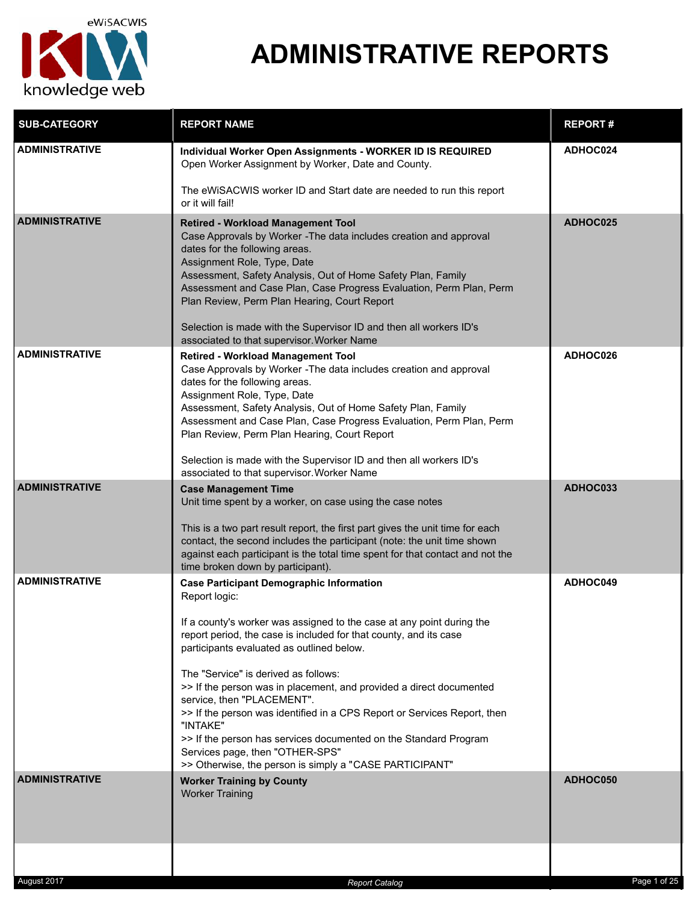# ADMINISTRATIVE REPORTS

| SUB-CATEGORY | REPORT NAME | REPORT # |
|---|---|---|
| **ADMINISTRATIVE** | **Individual Worker Open Assignments - WORKER ID IS REQUIRED**<br>Open Worker Assignment by Worker, Date and County.<br><br>The eWiSACWIS worker ID and Start date are needed to run this report or it will fail! | **ADHOC024** |
| **ADMINISTRATIVE** | **Retired - Workload Management Tool**<br>Case Approvals by Worker -The data includes creation and approval dates for the following areas.<br>Assignment Role, Type, Date<br>Assessment, Safety Analysis, Out of Home Safety Plan, Family Assessment and Case Plan, Case Progress Evaluation, Perm Plan, Perm Plan Review, Perm Plan Hearing, Court Report<br><br>Selection is made with the Supervisor ID and then all workers ID's associated to that supervisor.Worker Name | **ADHOC025** |
| **ADMINISTRATIVE** | **Retired - Workload Management Tool**<br>Case Approvals by Worker -The data includes creation and approval dates for the following areas.<br>Assignment Role, Type, Date<br>Assessment, Safety Analysis, Out of Home Safety Plan, Family Assessment and Case Plan, Case Progress Evaluation, Perm Plan, Perm Plan Review, Perm Plan Hearing, Court Report<br><br>Selection is made with the Supervisor ID and then all workers ID's associated to that supervisor.Worker Name | **ADHOC026** |
| **ADMINISTRATIVE** | **Case Management Time**<br>Unit time spent by a worker, on case using the case notes<br><br>This is a two part result report, the first part gives the unit time for each contact, the second includes the participant (note: the unit time shown against each participant is the total time spent for that contact and not the time broken down by participant). | **ADHOC033** |
| **ADMINISTRATIVE** | **Case Participant Demographic Information**<br>Report logic:<br><br>If a county's worker was assigned to the case at any point during the report period, the case is included for that county, and its case participants evaluated as outlined below.<br><br>The "Service" is derived as follows:<br>>> If the person was in placement, and provided a direct documented service, then "PLACEMENT".<br>>> If the person was identified in a CPS Report or Services Report, then "INTAKE"<br>>> If the person has services documented on the Standard Program Services page, then "OTHER-SPS"<br>>> Otherwise, the person is simply a "CASE PARTICIPANT" | **ADHOC049** |
| **ADMINISTRATIVE** | **Worker Training by County**<br>Worker Training | **ADHOC050** |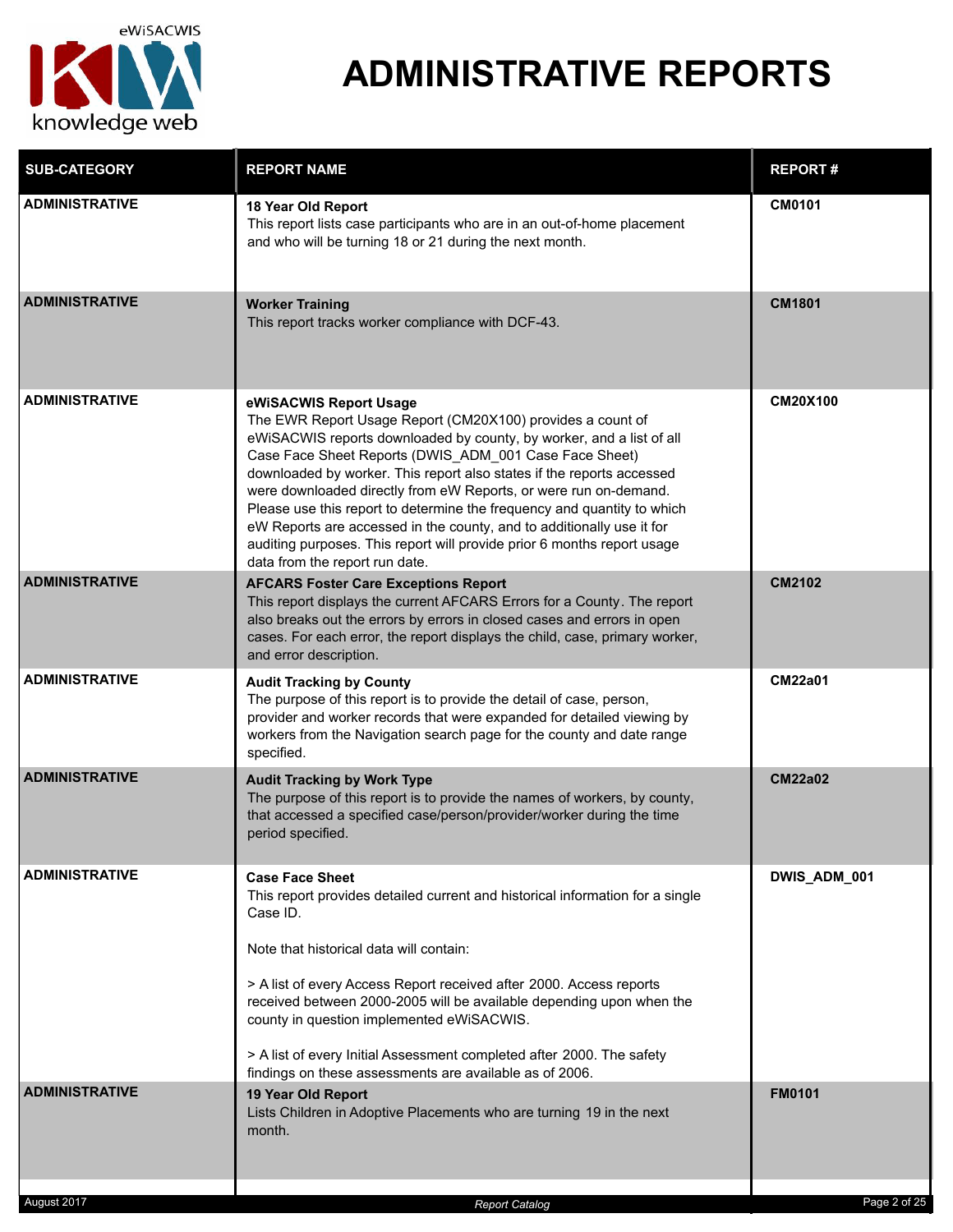# ADMINISTRATIVE REPORTS

| SUB-CATEGORY | REPORT NAME | REPORT # |
|---|---|---|
| **ADMINISTRATIVE** | **18 Year Old Report**<br>This report lists case participants who are in an out-of-home placement and who will be turning 18 or 21 during the next month. | **CM0101** |
| **ADMINISTRATIVE** | **Worker Training**<br>This report tracks worker compliance with DCF-43. | **CM1801** |
| **ADMINISTRATIVE** | **eWiSACWIS Report Usage**<br>The EWR Report Usage Report (CM20X100) provides a count of eWiSACWIS reports downloaded by county, by worker, and a list of all Case Face Sheet Reports (DWIS_ADM_001 Case Face Sheet) downloaded by worker. This report also states if the reports accessed were downloaded directly from eW Reports, or were run on-demand. Please use this report to determine the frequency and quantity to which eW Reports are accessed in the county, and to additionally use it for auditing purposes. This report will provide prior 6 months report usage data from the report run date. | **CM20X100** |
| **ADMINISTRATIVE** | **AFCARS Foster Care Exceptions Report**<br>This report displays the current AFCARS Errors for a County. The report also breaks out the errors by errors in closed cases and errors in open cases. For each error, the report displays the child, case, primary worker, and error description. | **CM2102** |
| **ADMINISTRATIVE** | **Audit Tracking by County**<br>The purpose of this report is to provide the detail of case, person, provider and worker records that were expanded for detailed viewing by workers from the Navigation search page for the county and date range specified. | **CM22a01** |
| **ADMINISTRATIVE** | **Audit Tracking by Work Type**<br>The purpose of this report is to provide the names of workers, by county, that accessed a specified case/person/provider/worker during the time period specified. | **CM22a02** |
| **ADMINISTRATIVE** | **Case Face Sheet**<br>This report provides detailed current and historical information for a single Case ID.<br><br>Note that historical data will contain:<br><br>> A list of every Access Report received after 2000. Access reports received between 2000-2005 will be available depending upon when the county in question implemented eWiSACWIS.<br><br>> A list of every Initial Assessment completed after 2000. The safety findings on these assessments are available as of 2006. | **DWIS_ADM_001** |
| **ADMINISTRATIVE** | **19 Year Old Report**<br>Lists Children in Adoptive Placements who are turning 19 in the next month. | **FM0101** |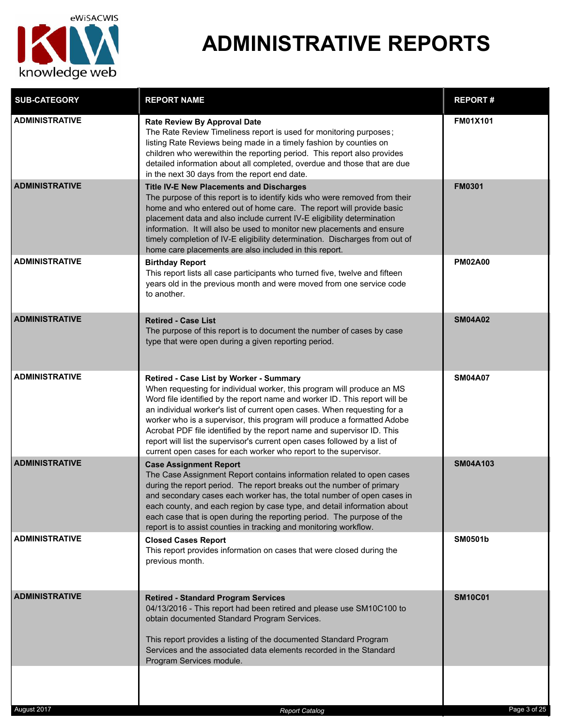# ADMINISTRATIVE REPORTS

| SUB-CATEGORY | REPORT NAME | REPORT # |
| --- | --- | --- |
| ADMINISTRATIVE | **Rate Review By Approval Date**<br>The Rate Review Timeliness report is used for monitoring purposes; listing Rate Reviews being made in a timely fashion by counties on children who werewithin the reporting period. This report also provides detailed information about all completed, overdue and those that are due in the next 30 days from the report end date. | FM01X101 |
| ADMINISTRATIVE | **Title IV-E New Placements and Discharges**<br>The purpose of this report is to identify kids who were removed from their home and who entered out of home care. The report will provide basic placement data and also include current IV-E eligibility determination information. It will also be used to monitor new placements and ensure timely completion of IV-E eligibility determination. Discharges from out of home care placements are also included in this report. | FM0301 |
| ADMINISTRATIVE | **Birthday Report**<br>This report lists all case participants who turned five, twelve and fifteen years old in the previous month and were moved from one service code to another. | PM02A00 |
| ADMINISTRATIVE | **Retired - Case List**<br>The purpose of this report is to document the number of cases by case type that were open during a given reporting period. | SM04A02 |
| ADMINISTRATIVE | **Retired - Case List by Worker - Summary**<br>When requesting for individual worker, this program will produce an MS Word file identified by the report name and worker ID. This report will be an individual worker's list of current open cases. When requesting for a worker who is a supervisor, this program will produce a formatted Adobe Acrobat PDF file identified by the report name and supervisor ID. This report will list the supervisor's current open cases followed by a list of current open cases for each worker who report to the supervisor. | SM04A07 |
| ADMINISTRATIVE | **Case Assignment Report**<br>The Case Assignment Report contains information related to open cases during the report period. The report breaks out the number of primary and secondary cases each worker has, the total number of open cases in each county, and each region by case type, and detail information about each case that is open during the reporting period. The purpose of the report is to assist counties in tracking and monitoring workflow. | SM04A103 |
| ADMINISTRATIVE | **Closed Cases Report**<br>This report provides information on cases that were closed during the previous month. | SM0501b |
| ADMINISTRATIVE | **Retired - Standard Program Services**<br>04/13/2016 - This report had been retired and please use SM10C100 to obtain documented Standard Program Services.<br><br>This report provides a listing of the documented Standard Program Services and the associated data elements recorded in the Standard Program Services module. | SM10C01 |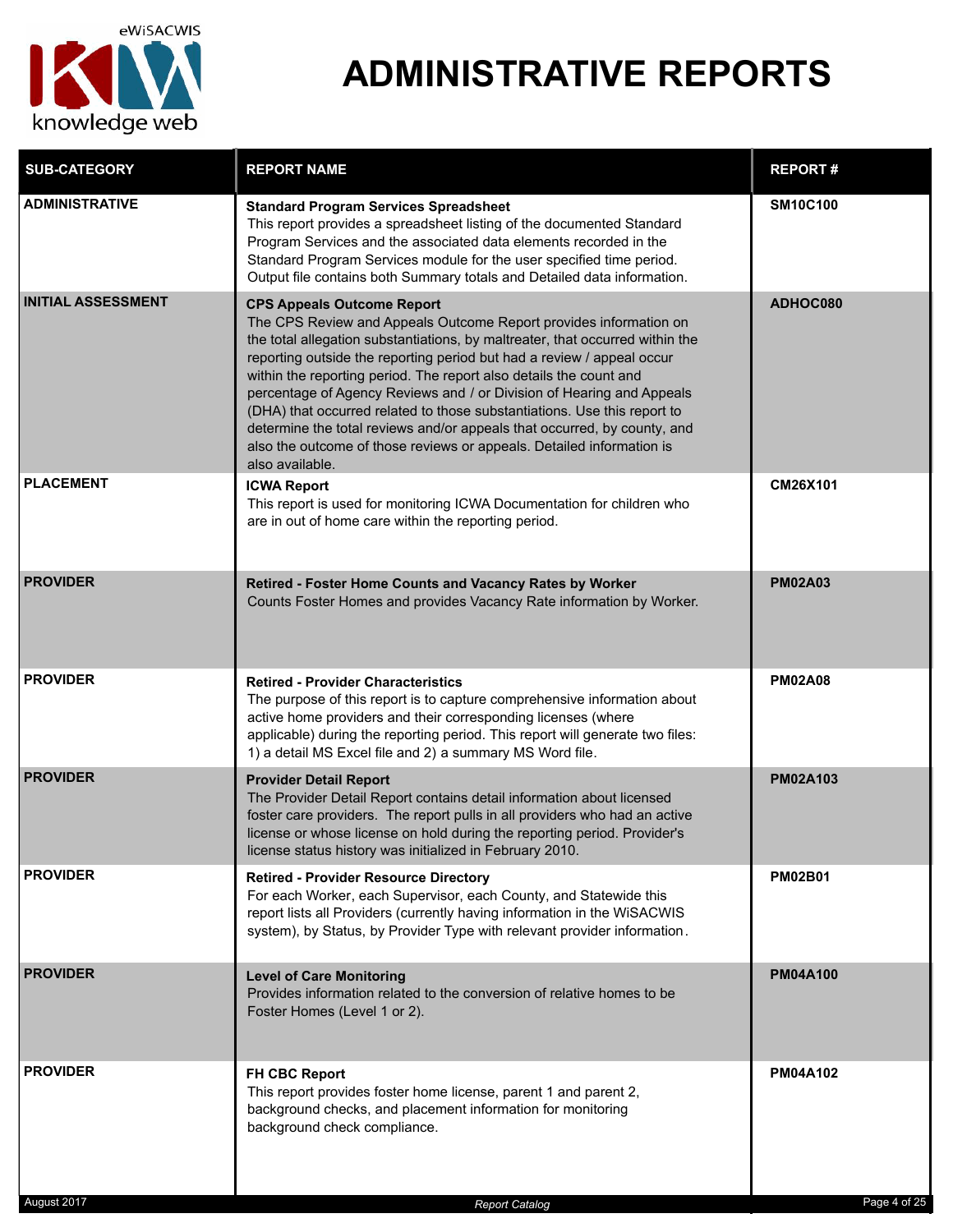# ADMINISTRATIVE REPORTS

| SUB-CATEGORY | REPORT NAME | REPORT # |
|---|---|---|
| **ADMINISTRATIVE** | **Standard Program Services Spreadsheet**<br>This report provides a spreadsheet listing of the documented Standard Program Services and the associated data elements recorded in the Standard Program Services module for the user specified time period. Output file contains both Summary totals and Detailed data information. | **SM10C100** |
| **INITIAL ASSESSMENT** | **CPS Appeals Outcome Report**<br>The CPS Review and Appeals Outcome Report provides information on the total allegation substantiations, by maltreater, that occurred within the reporting outside the reporting period but had a review / appeal occur within the reporting period. The report also details the count and percentage of Agency Reviews and / or Division of Hearing and Appeals (DHA) that occurred related to those substantiations. Use this report to determine the total reviews and/or appeals that occurred, by county, and also the outcome of those reviews or appeals. Detailed information is also available. | **ADHOC080** |
| **PLACEMENT** | **ICWA Report**<br>This report is used for monitoring ICWA Documentation for children who are in out of home care within the reporting period. | **CM26X101** |
| **PROVIDER** | **Retired - Foster Home Counts and Vacancy Rates by Worker**<br>Counts Foster Homes and provides Vacancy Rate information by Worker. | **PM02A03** |
| **PROVIDER** | **Retired - Provider Characteristics**<br>The purpose of this report is to capture comprehensive information about active home providers and their corresponding licenses (where applicable) during the reporting period. This report will generate two files: 1) a detail MS Excel file and 2) a summary MS Word file. | **PM02A08** |
| **PROVIDER** | **Provider Detail Report**<br>The Provider Detail Report contains detail information about licensed foster care providers. The report pulls in all providers who had an active license or whose license on hold during the reporting period. Provider's license status history was initialized in February 2010. | **PM02A103** |
| **PROVIDER** | **Retired - Provider Resource Directory**<br>For each Worker, each Supervisor, each County, and Statewide this report lists all Providers (currently having information in the WiSACWIS system), by Status, by Provider Type with relevant provider information. | **PM02B01** |
| **PROVIDER** | **Level of Care Monitoring**<br>Provides information related to the conversion of relative homes to be Foster Homes (Level 1 or 2). | **PM04A100** |
| **PROVIDER** | **FH CBC Report**<br>This report provides foster home license, parent 1 and parent 2, background checks, and placement information for monitoring background check compliance. | **PM04A102** |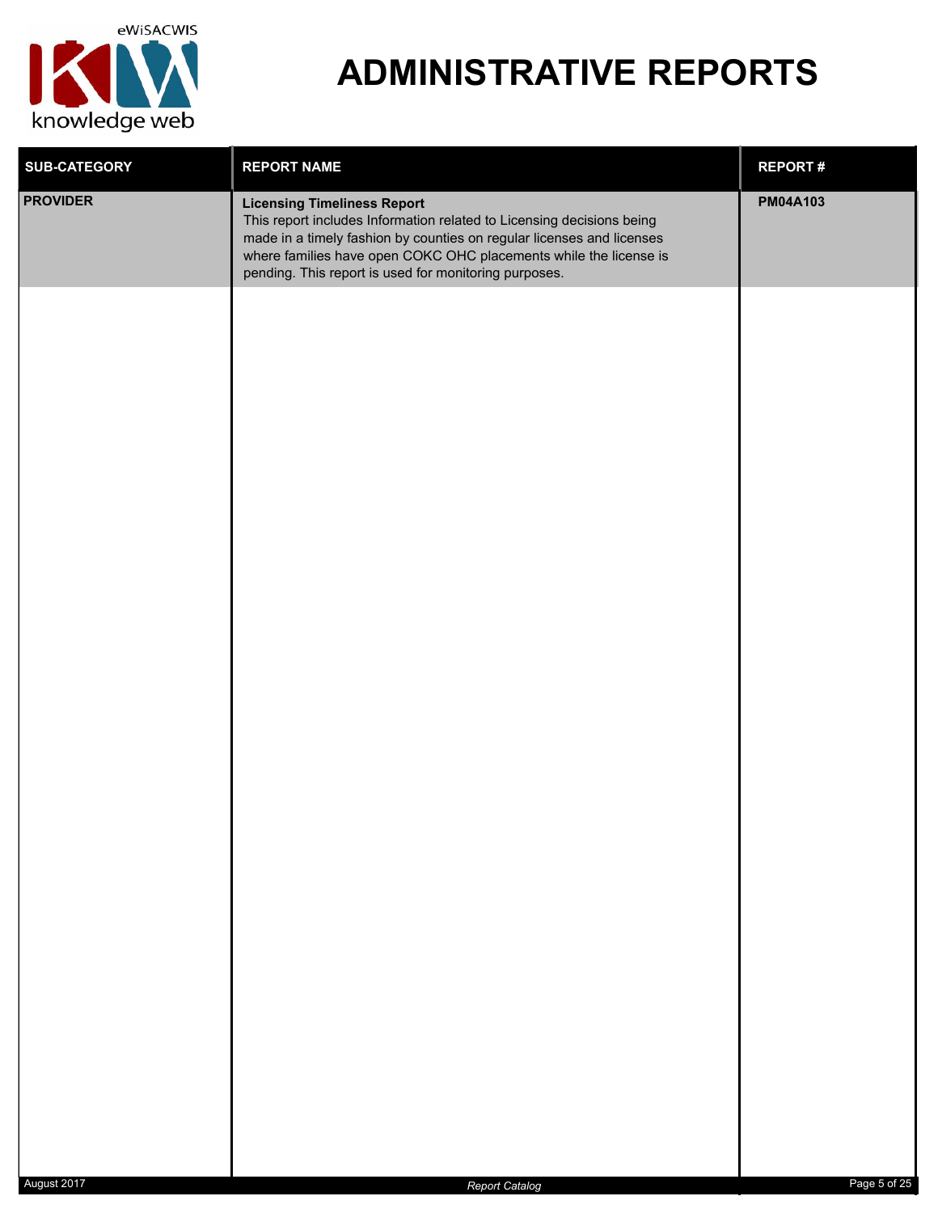# ADMINISTRATIVE REPORTS

| SUB-CATEGORY | REPORT NAME | REPORT # |
| --- | --- | --- |
| **PROVIDER** | **Licensing Timeliness Report**<br>This report includes Information related to Licensing decisions being made in a timely fashion by counties on regular licenses and licenses where families have open COKC OHC placements while the license is pending. This report is used for monitoring purposes. | **PM04A103** |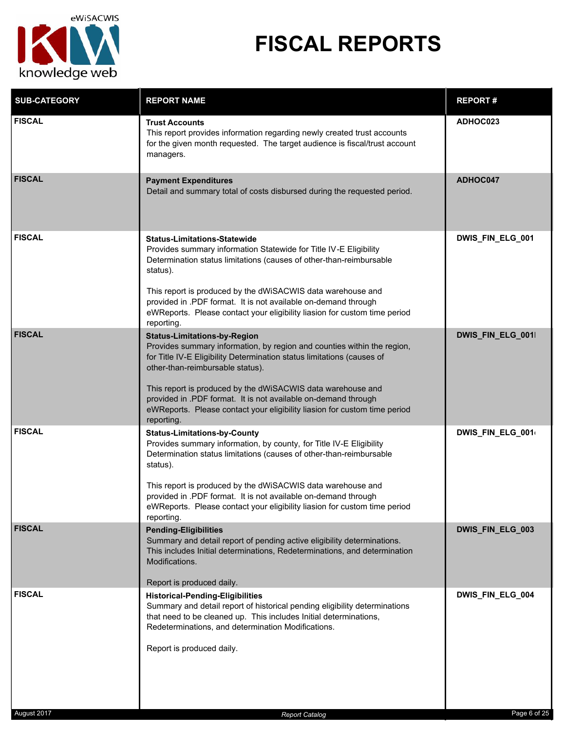# FISCAL REPORTS

| SUB-CATEGORY | REPORT NAME | REPORT # |
|---|---|---|
| FISCAL | **Trust Accounts**<br>This report provides information regarding newly created trust accounts for the given month requested. The target audience is fiscal/trust account managers. | ADHOC023 |
| FISCAL | **Payment Expenditures**<br>Detail and summary total of costs disbursed during the requested period. | ADHOC047 |
| FISCAL | **Status-Limitations-Statewide**<br>Provides summary information Statewide for Title IV-E Eligibility Determination status limitations (causes of other-than-reimbursable status).<br><br>This report is produced by the dWiSACWIS data warehouse and provided in .PDF format. It is not available on-demand through eWReports. Please contact your eligibility liasion for custom time period reporting. | DWIS_FIN_ELG_001 |
| FISCAL | **Status-Limitations-by-Region**<br>Provides summary information, by region and counties within the region, for Title IV-E Eligibility Determination status limitations (causes of other-than-reimbursable status).<br><br>This report is produced by the dWiSACWIS data warehouse and provided in .PDF format. It is not available on-demand through eWReports. Please contact your eligibility liasion for custom time period reporting. | DWIS_FIN_ELG_001I |
| FISCAL | **Status-Limitations-by-County**<br>Provides summary information, by county, for Title IV-E Eligibility Determination status limitations (causes of other-than-reimbursable status).<br><br>This report is produced by the dWiSACWIS data warehouse and provided in .PDF format. It is not available on-demand through eWReports. Please contact your eligibility liasion for custom time period reporting. | DWIS_FIN_ELG_001 |
| FISCAL | **Pending-Eligibilities**<br>Summary and detail report of pending active eligibility determinations. This includes Initial determinations, Redeterminations, and determination Modifications.<br><br>Report is produced daily. | DWIS_FIN_ELG_003 |
| FISCAL | **Historical-Pending-Eligibilities**<br>Summary and detail report of historical pending eligibility determinations that need to be cleaned up. This includes Initial determinations, Redeterminations, and determination Modifications.<br><br>Report is produced daily. | DWIS_FIN_ELG_004 |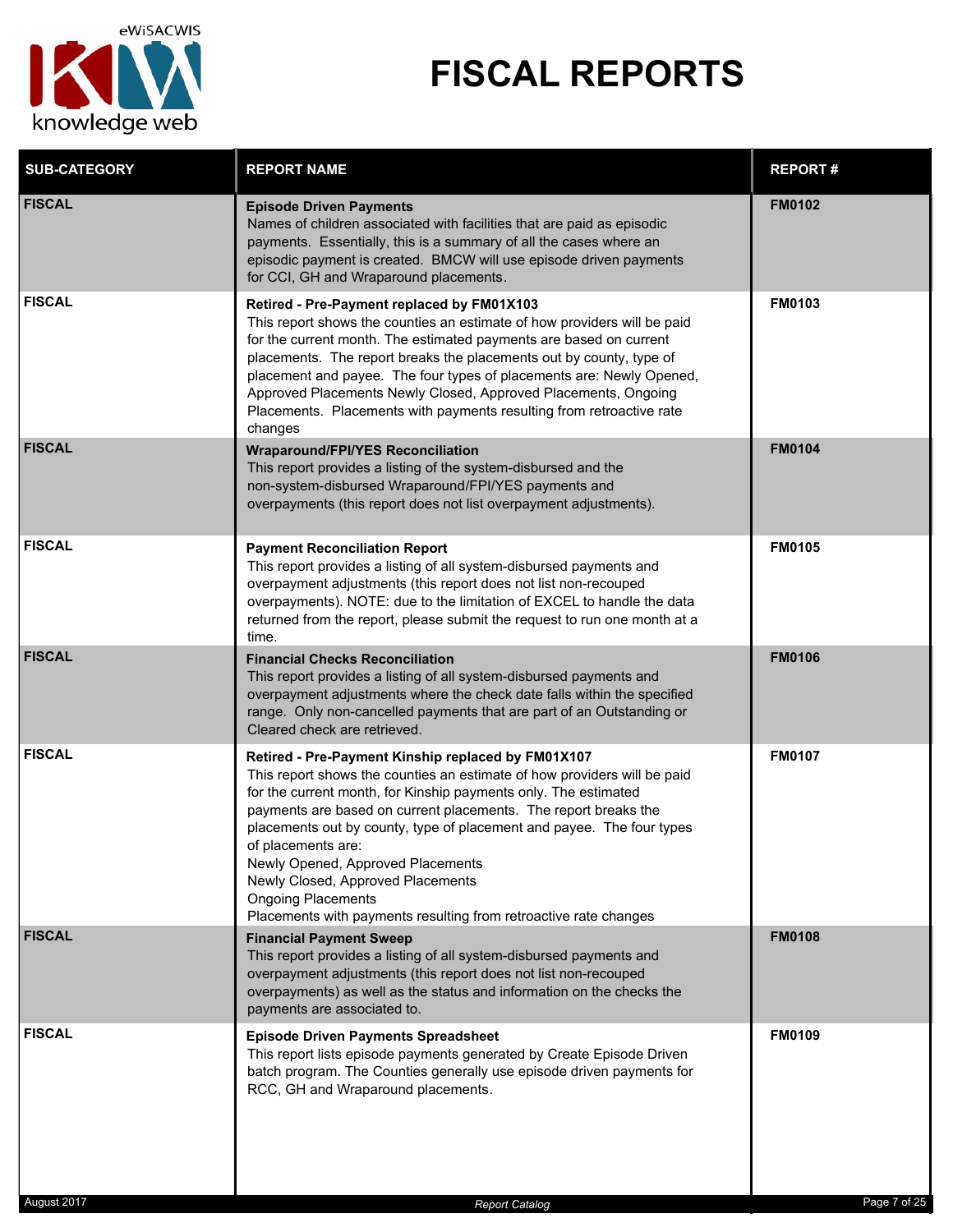# FISCAL REPORTS

| SUB-CATEGORY | REPORT NAME | REPORT # |
|---|---|---|
| FISCAL | **Episode Driven Payments**<br>Names of children associated with facilities that are paid as episodic payments. Essentially, this is a summary of all the cases where an episodic payment is created. BMCW will use episode driven payments for CCI, GH and Wraparound placements. | FM0102 |
| FISCAL | **Retired - Pre-Payment replaced by FM01X103**<br>This report shows the counties an estimate of how providers will be paid for the current month. The estimated payments are based on current placements. The report breaks the placements out by county, type of placement and payee. The four types of placements are: Newly Opened, Approved Placements Newly Closed, Approved Placements, Ongoing Placements. Placements with payments resulting from retroactive rate changes | FM0103 |
| FISCAL | **Wraparound/FPI/YES Reconciliation**<br>This report provides a listing of the system-disbursed and the non-system-disbursed Wraparound/FPI/YES payments and overpayments (this report does not list overpayment adjustments). | FM0104 |
| FISCAL | **Payment Reconciliation Report**<br>This report provides a listing of all system-disbursed payments and overpayment adjustments (this report does not list non-recouped overpayments). NOTE: due to the limitation of EXCEL to handle the data returned from the report, please submit the request to run one month at a time. | FM0105 |
| FISCAL | **Financial Checks Reconciliation**<br>This report provides a listing of all system-disbursed payments and overpayment adjustments where the check date falls within the specified range. Only non-cancelled payments that are part of an Outstanding or Cleared check are retrieved. | FM0106 |
| FISCAL | **Retired - Pre-Payment Kinship replaced by FM01X107**<br>This report shows the counties an estimate of how providers will be paid for the current month, for Kinship payments only. The estimated payments are based on current placements. The report breaks the placements out by county, type of placement and payee. The four types of placements are:<br>Newly Opened, Approved Placements<br>Newly Closed, Approved Placements<br>Ongoing Placements<br>Placements with payments resulting from retroactive rate changes | FM0107 |
| FISCAL | **Financial Payment Sweep**<br>This report provides a listing of all system-disbursed payments and overpayment adjustments (this report does not list non-recouped overpayments) as well as the status and information on the checks the payments are associated to. | FM0108 |
| FISCAL | **Episode Driven Payments Spreadsheet**<br>This report lists episode payments generated by Create Episode Driven batch program. The Counties generally use episode driven payments for RCC, GH and Wraparound placements. | FM0109 |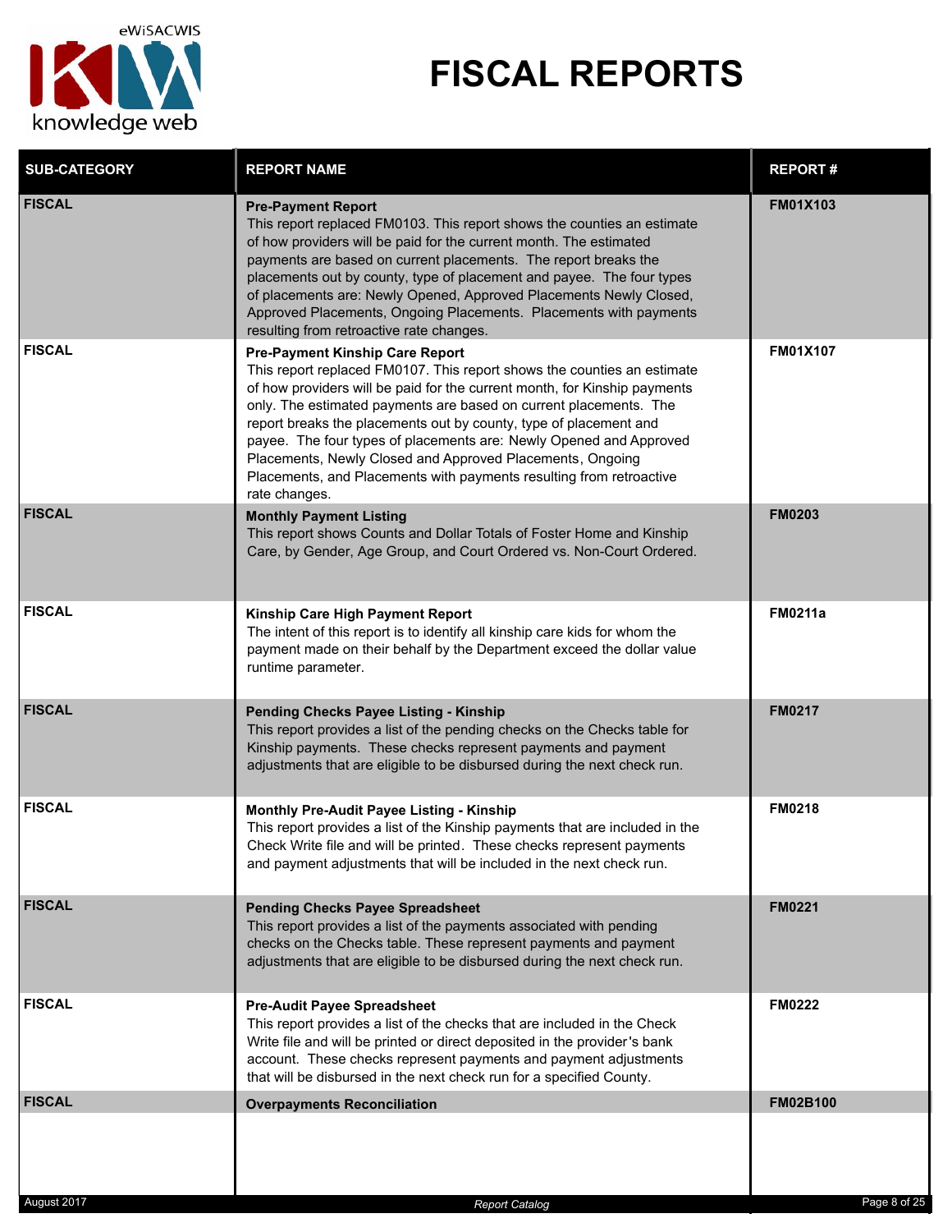# FISCAL REPORTS

| SUB-CATEGORY | REPORT NAME | REPORT # |
|---|---|---|
| FISCAL | **Pre-Payment Report**<br>This report replaced FM0103. This report shows the counties an estimate of how providers will be paid for the current month. The estimated payments are based on current placements. The report breaks the placements out by county, type of placement and payee. The four types of placements are: Newly Opened, Approved Placements Newly Closed, Approved Placements, Ongoing Placements. Placements with payments resulting from retroactive rate changes. | FM01X103 |
| FISCAL | **Pre-Payment Kinship Care Report**<br>This report replaced FM0107. This report shows the counties an estimate of how providers will be paid for the current month, for Kinship payments only. The estimated payments are based on current placements. The report breaks the placements out by county, type of placement and payee. The four types of placements are: Newly Opened and Approved Placements, Newly Closed and Approved Placements, Ongoing Placements, and Placements with payments resulting from retroactive rate changes. | FM01X107 |
| FISCAL | **Monthly Payment Listing**<br>This report shows Counts and Dollar Totals of Foster Home and Kinship Care, by Gender, Age Group, and Court Ordered vs. Non-Court Ordered. | FM0203 |
| FISCAL | **Kinship Care High Payment Report**<br>The intent of this report is to identify all kinship care kids for whom the payment made on their behalf by the Department exceed the dollar value runtime parameter. | FM0211a |
| FISCAL | **Pending Checks Payee Listing - Kinship**<br>This report provides a list of the pending checks on the Checks table for Kinship payments. These checks represent payments and payment adjustments that are eligible to be disbursed during the next check run. | FM0217 |
| FISCAL | **Monthly Pre-Audit Payee Listing - Kinship**<br>This report provides a list of the Kinship payments that are included in the Check Write file and will be printed. These checks represent payments and payment adjustments that will be included in the next check run. | FM0218 |
| FISCAL | **Pending Checks Payee Spreadsheet**<br>This report provides a list of the payments associated with pending checks on the Checks table. These represent payments and payment adjustments that are eligible to be disbursed during the next check run. | FM0221 |
| FISCAL | **Pre-Audit Payee Spreadsheet**<br>This report provides a list of the checks that are included in the Check Write file and will be printed or direct deposited in the provider's bank account. These checks represent payments and payment adjustments that will be disbursed in the next check run for a specified County. | FM0222 |
| FISCAL | **Overpayments Reconciliation** | FM02B100 |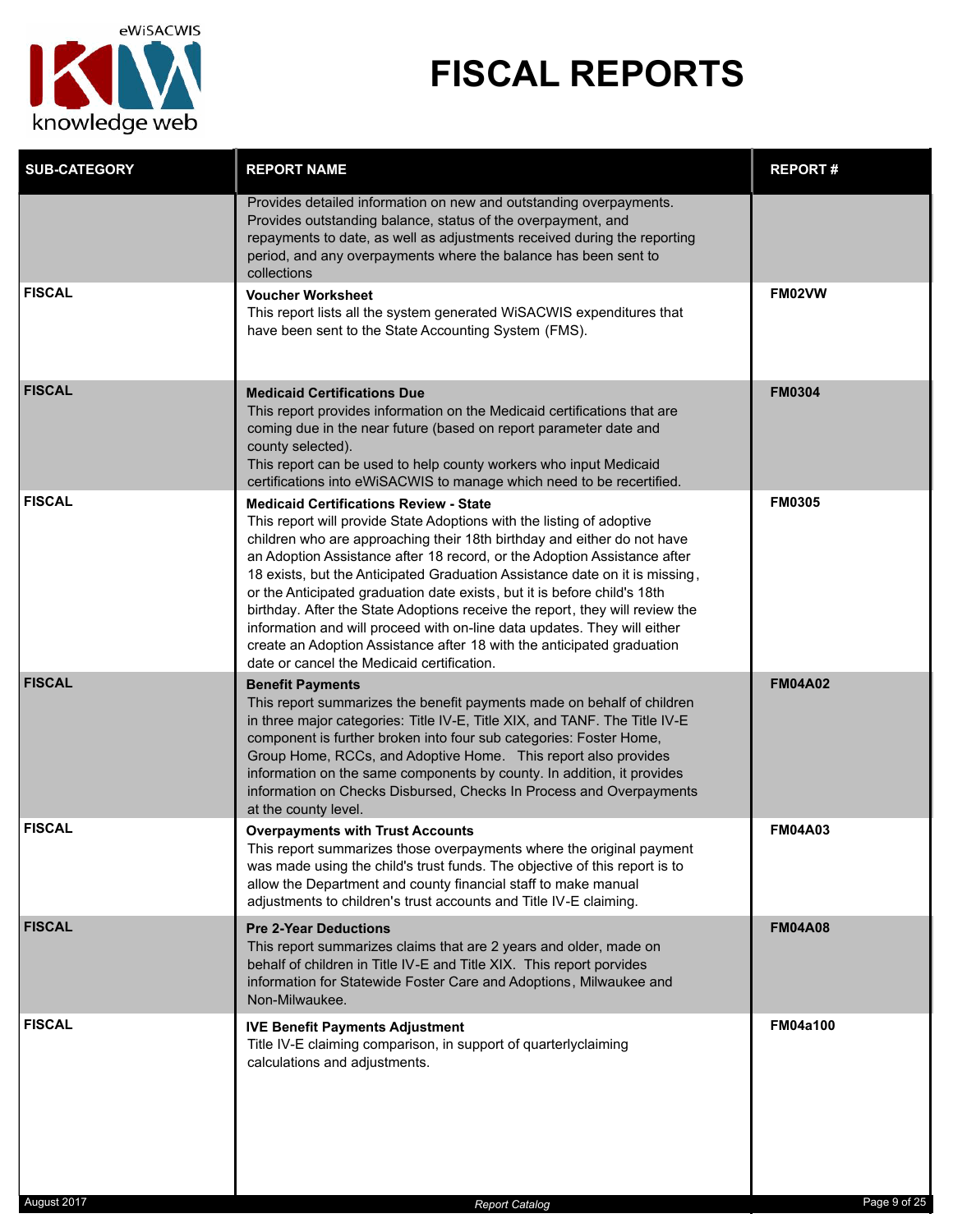# FISCAL REPORTS

| SUB-CATEGORY | REPORT NAME | REPORT # |
|---|---|---|
| | Provides detailed information on new and outstanding overpayments. Provides outstanding balance, status of the overpayment, and repayments to date, as well as adjustments received during the reporting period, and any overpayments where the balance has been sent to collections | |
| **FISCAL** | **Voucher Worksheet**<br>This report lists all the system generated WiSACWIS expenditures that have been sent to the State Accounting System (FMS). | **FM02VW** |
| **FISCAL** | **Medicaid Certifications Due**<br>This report provides information on the Medicaid certifications that are coming due in the near future (based on report parameter date and county selected).<br>This report can be used to help county workers who input Medicaid certifications into eWiSACWIS to manage which need to be recertified. | **FM0304** |
| **FISCAL** | **Medicaid Certifications Review - State**<br>This report will provide State Adoptions with the listing of adoptive children who are approaching their 18th birthday and either do not have an Adoption Assistance after 18 record, or the Adoption Assistance after 18 exists, but the Anticipated Graduation Assistance date on it is missing, or the Anticipated graduation date exists, but it is before child's 18th birthday. After the State Adoptions receive the report, they will review the information and will proceed with on-line data updates. They will either create an Adoption Assistance after 18 with the anticipated graduation date or cancel the Medicaid certification. | **FM0305** |
| **FISCAL** | **Benefit Payments**<br>This report summarizes the benefit payments made on behalf of children in three major categories: Title IV-E, Title XIX, and TANF. The Title IV-E component is further broken into four sub categories: Foster Home, Group Home, RCCs, and Adoptive Home. This report also provides information on the same components by county. In addition, it provides information on Checks Disbursed, Checks In Process and Overpayments at the county level. | **FM04A02** |
| **FISCAL** | **Overpayments with Trust Accounts**<br>This report summarizes those overpayments where the original payment was made using the child's trust funds. The objective of this report is to allow the Department and county financial staff to make manual adjustments to children's trust accounts and Title IV-E claiming. | **FM04A03** |
| **FISCAL** | **Pre 2-Year Deductions**<br>This report summarizes claims that are 2 years and older, made on behalf of children in Title IV-E and Title XIX. This report porvides information for Statewide Foster Care and Adoptions, Milwaukee and Non-Milwaukee. | **FM04A08** |
| **FISCAL** | **IVE Benefit Payments Adjustment**<br>Title IV-E claiming comparison, in support of quarterlyclaiming calculations and adjustments. | **FM04a100** |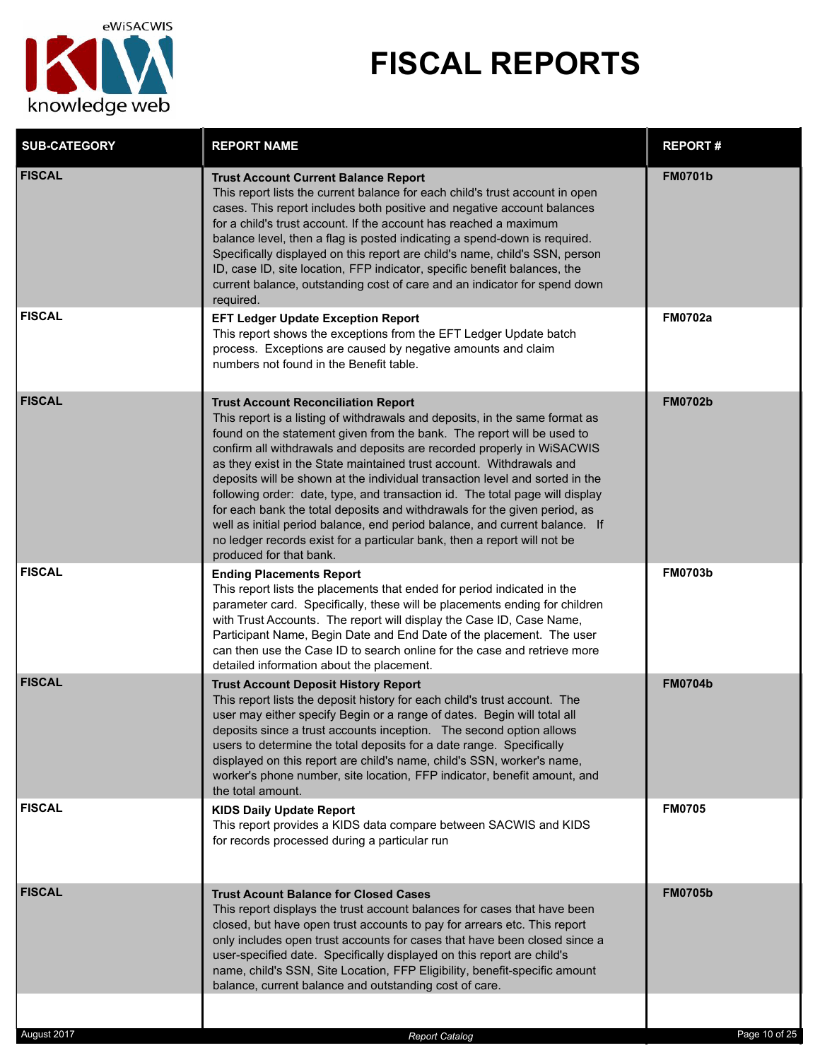# FISCAL REPORTS

| SUB-CATEGORY | REPORT NAME | REPORT # |
|---|---|---|
| FISCAL | **Trust Account Current Balance Report**<br>This report lists the current balance for each child's trust account in open cases. This report includes both positive and negative account balances for a child's trust account. If the account has reached a maximum balance level, then a flag is posted indicating a spend-down is required. Specifically displayed on this report are child's name, child's SSN, person ID, case ID, site location, FFP indicator, specific benefit balances, the current balance, outstanding cost of care and an indicator for spend down required. | FM0701b |
| FISCAL | **EFT Ledger Update Exception Report**<br>This report shows the exceptions from the EFT Ledger Update batch process. Exceptions are caused by negative amounts and claim numbers not found in the Benefit table. | FM0702a |
| FISCAL | **Trust Account Reconciliation Report**<br>This report is a listing of withdrawals and deposits, in the same format as found on the statement given from the bank. The report will be used to confirm all withdrawals and deposits are recorded properly in WiSACWIS as they exist in the State maintained trust account. Withdrawals and deposits will be shown at the individual transaction level and sorted in the following order: date, type, and transaction id. The total page will display for each bank the total deposits and withdrawals for the given period, as well as initial period balance, end period balance, and current balance. If no ledger records exist for a particular bank, then a report will not be produced for that bank. | FM0702b |
| FISCAL | **Ending Placements Report**<br>This report lists the placements that ended for period indicated in the parameter card. Specifically, these will be placements ending for children with Trust Accounts. The report will display the Case ID, Case Name, Participant Name, Begin Date and End Date of the placement. The user can then use the Case ID to search online for the case and retrieve more detailed information about the placement. | FM0703b |
| FISCAL | **Trust Account Deposit History Report**<br>This report lists the deposit history for each child's trust account. The user may either specify Begin or a range of dates. Begin will total all deposits since a trust accounts inception. The second option allows users to determine the total deposits for a date range. Specifically displayed on this report are child's name, child's SSN, worker's name, worker's phone number, site location, FFP indicator, benefit amount, and the total amount. | FM0704b |
| FISCAL | **KIDS Daily Update Report**<br>This report provides a KIDS data compare between SACWIS and KIDS for records processed during a particular run | FM0705 |
| FISCAL | **Trust Acount Balance for Closed Cases**<br>This report displays the trust account balances for cases that have been closed, but have open trust accounts to pay for arrears etc. This report only includes open trust accounts for cases that have been closed since a user-specified date. Specifically displayed on this report are child's name, child's SSN, Site Location, FFP Eligibility, benefit-specific amount balance, current balance and outstanding cost of care. | FM0705b |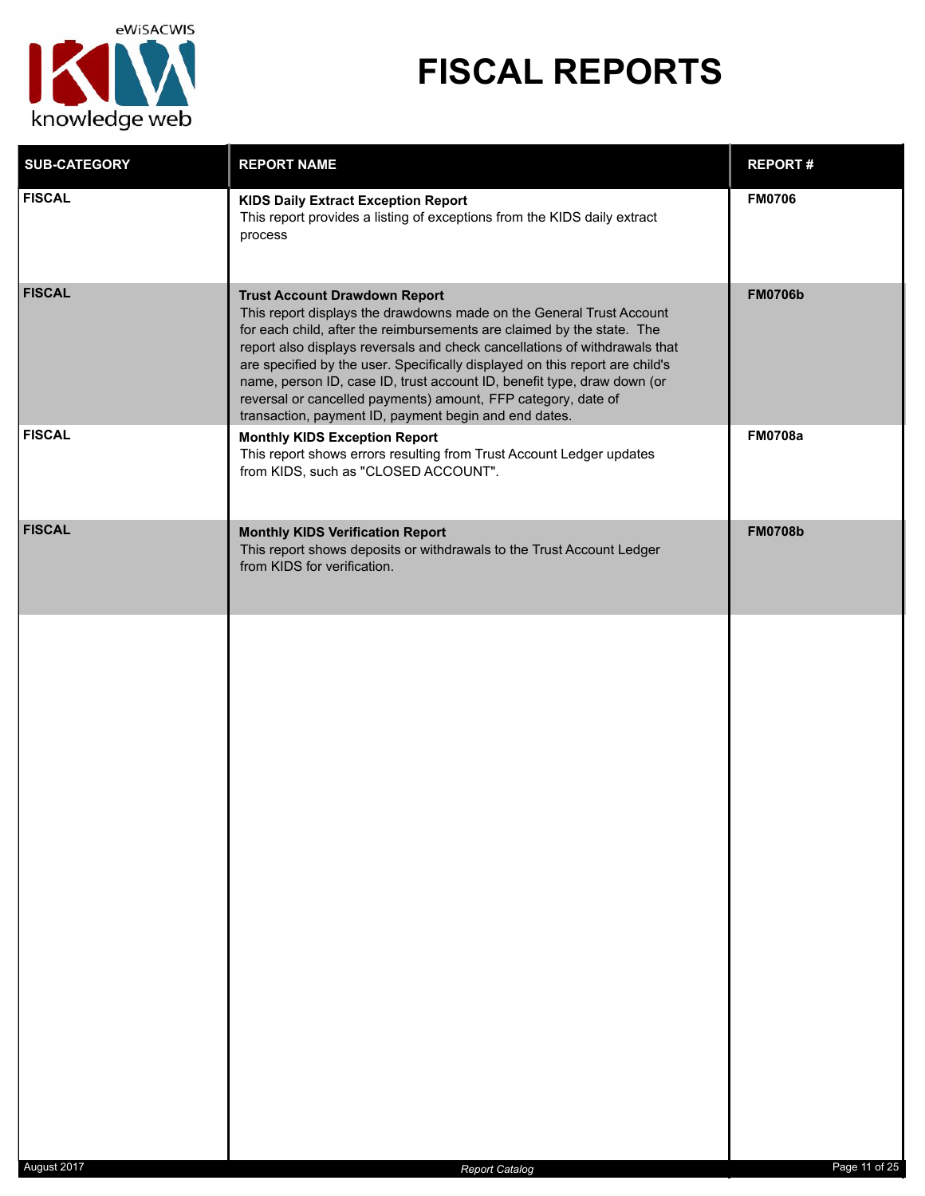# FISCAL REPORTS

| SUB-CATEGORY | REPORT NAME | REPORT # |
| --- | --- | --- |
| **FISCAL** | **KIDS Daily Extract Exception Report**<br>This report provides a listing of exceptions from the KIDS daily extract process | **FM0706** |
| **FISCAL** | **Trust Account Drawdown Report**<br>This report displays the drawdowns made on the General Trust Account for each child, after the reimbursements are claimed by the state. The report also displays reversals and check cancellations of withdrawals that are specified by the user. Specifically displayed on this report are child's name, person ID, case ID, trust account ID, benefit type, draw down (or reversal or cancelled payments) amount, FFP category, date of transaction, payment ID, payment begin and end dates. | **FM0706b** |
| **FISCAL** | **Monthly KIDS Exception Report**<br>This report shows errors resulting from Trust Account Ledger updates from KIDS, such as "CLOSED ACCOUNT". | **FM0708a** |
| **FISCAL** | **Monthly KIDS Verification Report**<br>This report shows deposits or withdrawals to the Trust Account Ledger from KIDS for verification. | **FM0708b** |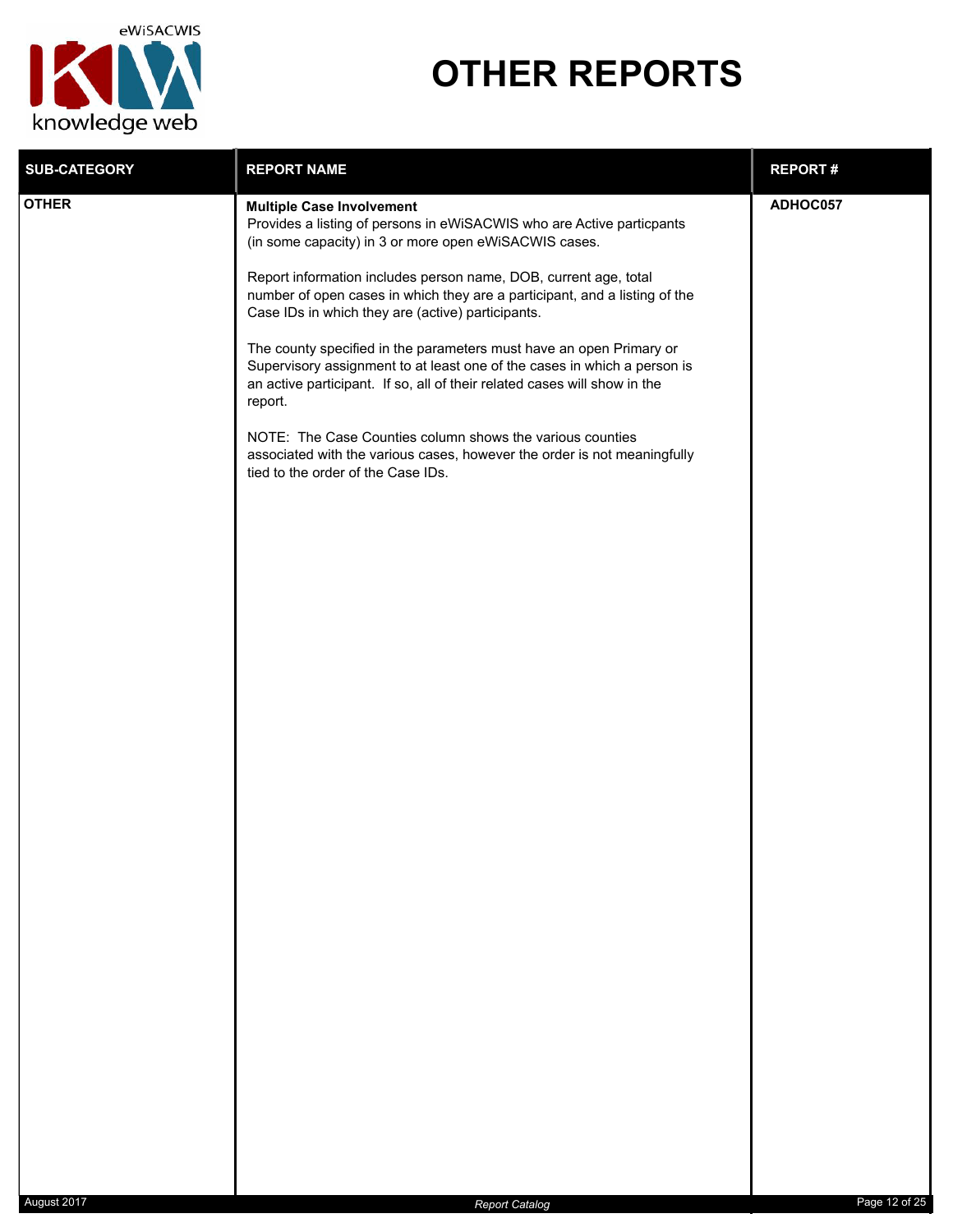# OTHER REPORTS

| SUB-CATEGORY | REPORT NAME | REPORT # |
|---|---|---|
| **OTHER** | **Multiple Case Involvement**<br>Provides a listing of persons in eWiSACWIS who are Active particpants (in some capacity) in 3 or more open eWiSACWIS cases.<br><br>Report information includes person name, DOB, current age, total number of open cases in which they are a participant, and a listing of the Case IDs in which they are (active) participants.<br><br>The county specified in the parameters must have an open Primary or Supervisory assignment to at least one of the cases in which a person is an active participant. If so, all of their related cases will show in the report.<br><br>NOTE: The Case Counties column shows the various counties associated with the various cases, however the order is not meaningfully tied to the order of the Case IDs. | **ADHOC057** |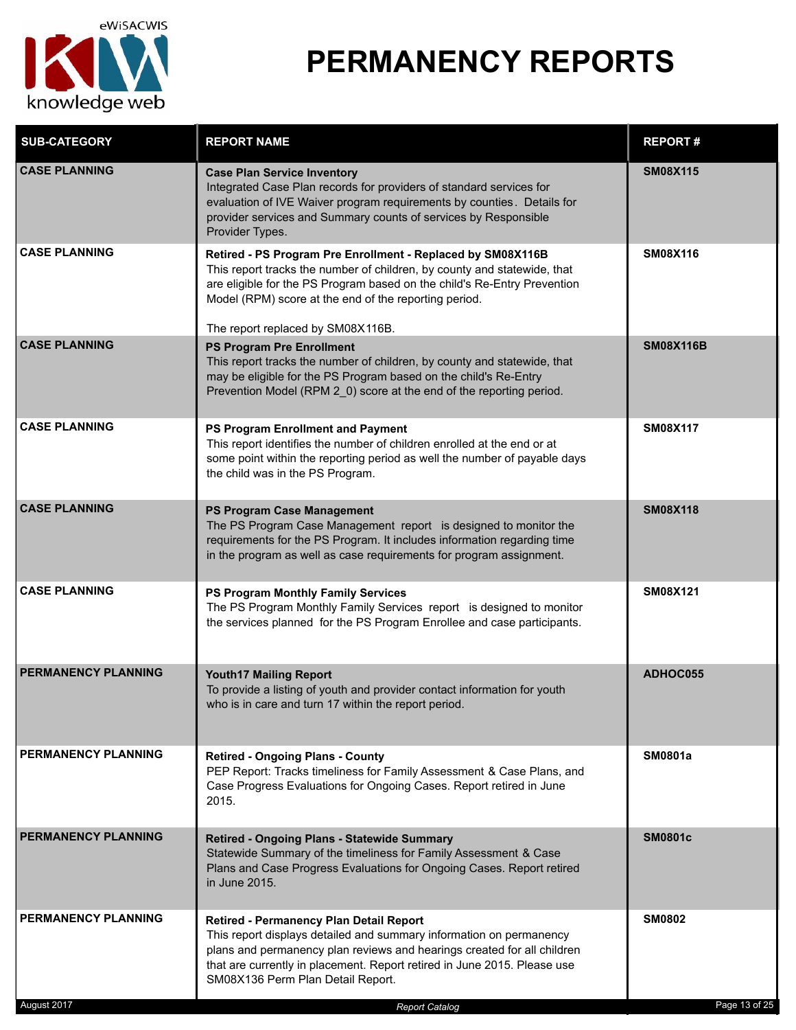# PERMANENCY REPORTS

| SUB-CATEGORY | REPORT NAME | REPORT # |
|---|---|---|
| CASE PLANNING | **Case Plan Service Inventory**<br>Integrated Case Plan records for providers of standard services for evaluation of IVE Waiver program requirements by counties. Details for provider services and Summary counts of services by Responsible Provider Types. | SM08X115 |
| CASE PLANNING | **Retired - PS Program Pre Enrollment - Replaced by SM08X116B**<br>This report tracks the number of children, by county and statewide, that are eligible for the PS Program based on the child's Re-Entry Prevention Model (RPM) score at the end of the reporting period.<br><br>The report replaced by SM08X116B. | SM08X116 |
| CASE PLANNING | **PS Program Pre Enrollment**<br>This report tracks the number of children, by county and statewide, that may be eligible for the PS Program based on the child's Re-Entry Prevention Model (RPM 2_0) score at the end of the reporting period. | SM08X116B |
| CASE PLANNING | **PS Program Enrollment and Payment**<br>This report identifies the number of children enrolled at the end or at some point within the reporting period as well the number of payable days the child was in the PS Program. | SM08X117 |
| CASE PLANNING | **PS Program Case Management**<br>The PS Program Case Management report is designed to monitor the requirements for the PS Program. It includes information regarding time in the program as well as case requirements for program assignment. | SM08X118 |
| CASE PLANNING | **PS Program Monthly Family Services**<br>The PS Program Monthly Family Services report is designed to monitor the services planned for the PS Program Enrollee and case participants. | SM08X121 |
| PERMANENCY PLANNING | **Youth17 Mailing Report**<br>To provide a listing of youth and provider contact information for youth who is in care and turn 17 within the report period. | ADHOC055 |
| PERMANENCY PLANNING | **Retired - Ongoing Plans - County**<br>PEP Report: Tracks timeliness for Family Assessment & Case Plans, and Case Progress Evaluations for Ongoing Cases. Report retired in June 2015. | SM0801a |
| PERMANENCY PLANNING | **Retired - Ongoing Plans - Statewide Summary**<br>Statewide Summary of the timeliness for Family Assessment & Case Plans and Case Progress Evaluations for Ongoing Cases. Report retired in June 2015. | SM0801c |
| PERMANENCY PLANNING | **Retired - Permanency Plan Detail Report**<br>This report displays detailed and summary information on permanency plans and permanency plan reviews and hearings created for all children that are currently in placement. Report retired in June 2015. Please use SM08X136 Perm Plan Detail Report. | SM0802 |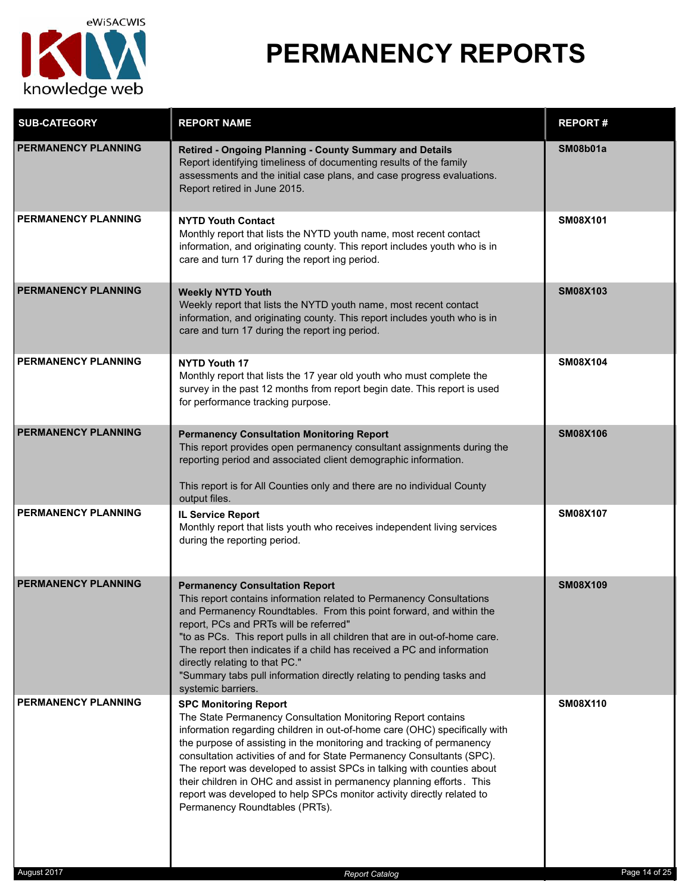# PERMANENCY REPORTS

| SUB-CATEGORY | REPORT NAME | REPORT # |
|---|---|---|
| PERMANENCY PLANNING | **Retired - Ongoing Planning - County Summary and Details**<br>Report identifying timeliness of documenting results of the family assessments and the initial case plans, and case progress evaluations. Report retired in June 2015. | SM08b01a |
| PERMANENCY PLANNING | **NYTD Youth Contact**<br>Monthly report that lists the NYTD youth name, most recent contact information, and originating county. This report includes youth who is in care and turn 17 during the report ing period. | SM08X101 |
| PERMANENCY PLANNING | **Weekly NYTD Youth**<br>Weekly report that lists the NYTD youth name, most recent contact information, and originating county. This report includes youth who is in care and turn 17 during the report ing period. | SM08X103 |
| PERMANENCY PLANNING | **NYTD Youth 17**<br>Monthly report that lists the 17 year old youth who must complete the survey in the past 12 months from report begin date. This report is used for performance tracking purpose. | SM08X104 |
| PERMANENCY PLANNING | **Permanency Consultation Monitoring Report**<br>This report provides open permanency consultant assignments during the reporting period and associated client demographic information.<br><br>This report is for All Counties only and there are no individual County output files. | SM08X106 |
| PERMANENCY PLANNING | **IL Service Report**<br>Monthly report that lists youth who receives independent living services during the reporting period. | SM08X107 |
| PERMANENCY PLANNING | **Permanency Consultation Report**<br>This report contains information related to Permanency Consultations and Permanency Roundtables. From this point forward, and within the report, PCs and PRTs will be referred"<br>"to as PCs. This report pulls in all children that are in out-of-home care. The report then indicates if a child has received a PC and information directly relating to that PC."<br>"Summary tabs pull information directly relating to pending tasks and systemic barriers. | SM08X109 |
| PERMANENCY PLANNING | **SPC Monitoring Report**<br>The State Permanency Consultation Monitoring Report contains information regarding children in out-of-home care (OHC) specifically with the purpose of assisting in the monitoring and tracking of permanency consultation activities of and for State Permanency Consultants (SPC). The report was developed to assist SPCs in talking with counties about their children in OHC and assist in permanency planning efforts. This report was developed to help SPCs monitor activity directly related to Permanency Roundtables (PRTs). | SM08X110 |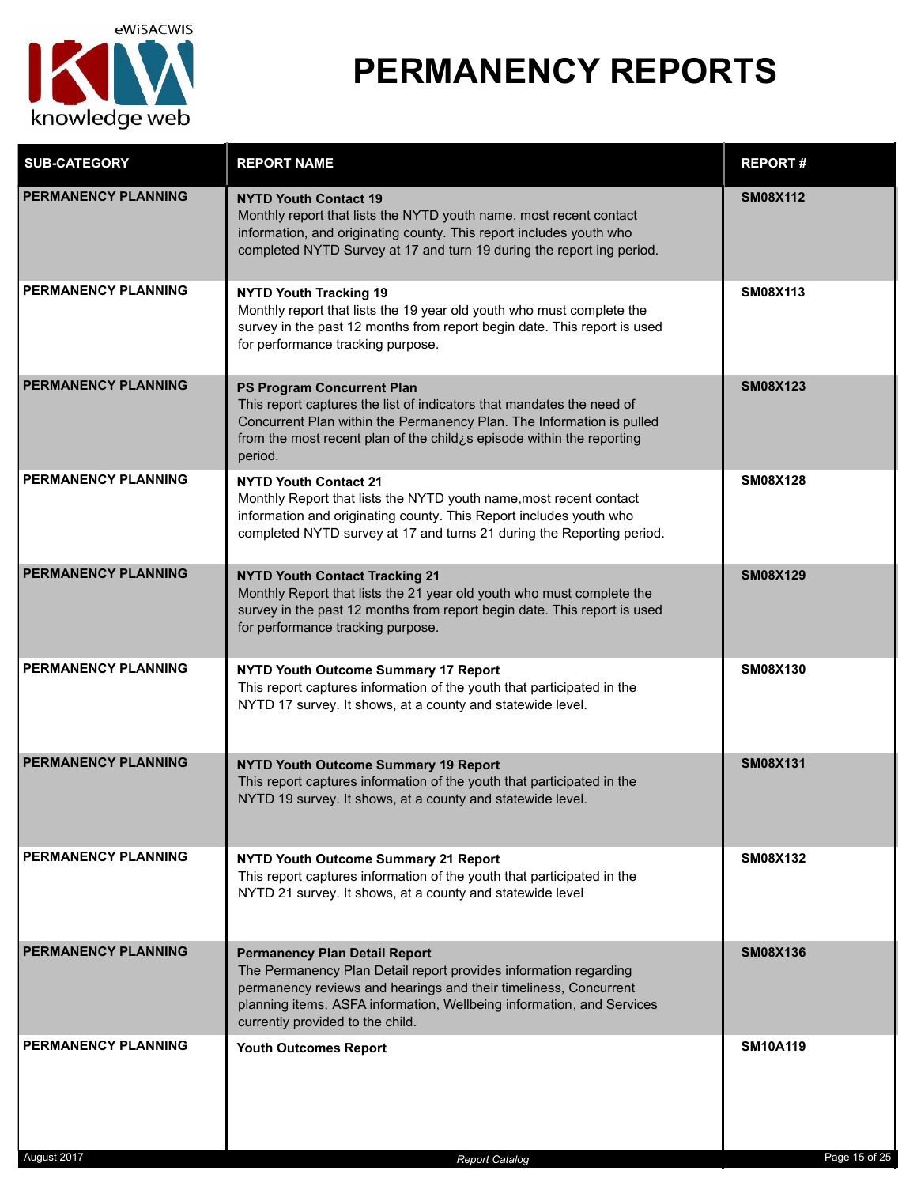# PERMANENCY REPORTS

| SUB-CATEGORY | REPORT NAME | REPORT # |
|---|---|---|
| **PERMANENCY PLANNING** | **NYTD Youth Contact 19**<br>Monthly report that lists the NYTD youth name, most recent contact information, and originating county. This report includes youth who completed NYTD Survey at 17 and turn 19 during the report ing period. | **SM08X112** |
| **PERMANENCY PLANNING** | **NYTD Youth Tracking 19**<br>Monthly report that lists the 19 year old youth who must complete the survey in the past 12 months from report begin date. This report is used for performance tracking purpose. | **SM08X113** |
| **PERMANENCY PLANNING** | **PS Program Concurrent Plan**<br>This report captures the list of indicators that mandates the need of Concurrent Plan within the Permanency Plan. The Information is pulled from the most recent plan of the child¿s episode within the reporting period. | **SM08X123** |
| **PERMANENCY PLANNING** | **NYTD Youth Contact 21**<br>Monthly Report that lists the NYTD youth name,most recent contact information and originating county. This Report includes youth who completed NYTD survey at 17 and turns 21 during the Reporting period. | **SM08X128** |
| **PERMANENCY PLANNING** | **NYTD Youth Contact Tracking 21**<br>Monthly Report that lists the 21 year old youth who must complete the survey in the past 12 months from report begin date. This report is used for performance tracking purpose. | **SM08X129** |
| **PERMANENCY PLANNING** | **NYTD Youth Outcome Summary 17 Report**<br>This report captures information of the youth that participated in the NYTD 17 survey. It shows, at a county and statewide level. | **SM08X130** |
| **PERMANENCY PLANNING** | **NYTD Youth Outcome Summary 19 Report**<br>This report captures information of the youth that participated in the NYTD 19 survey. It shows, at a county and statewide level. | **SM08X131** |
| **PERMANENCY PLANNING** | **NYTD Youth Outcome Summary 21 Report**<br>This report captures information of the youth that participated in the NYTD 21 survey. It shows, at a county and statewide level | **SM08X132** |
| **PERMANENCY PLANNING** | **Permanency Plan Detail Report**<br>The Permanency Plan Detail report provides information regarding permanency reviews and hearings and their timeliness, Concurrent planning items, ASFA information, Wellbeing information, and Services currently provided to the child. | **SM08X136** |
| **PERMANENCY PLANNING** | **Youth Outcomes Report** | **SM10A119** |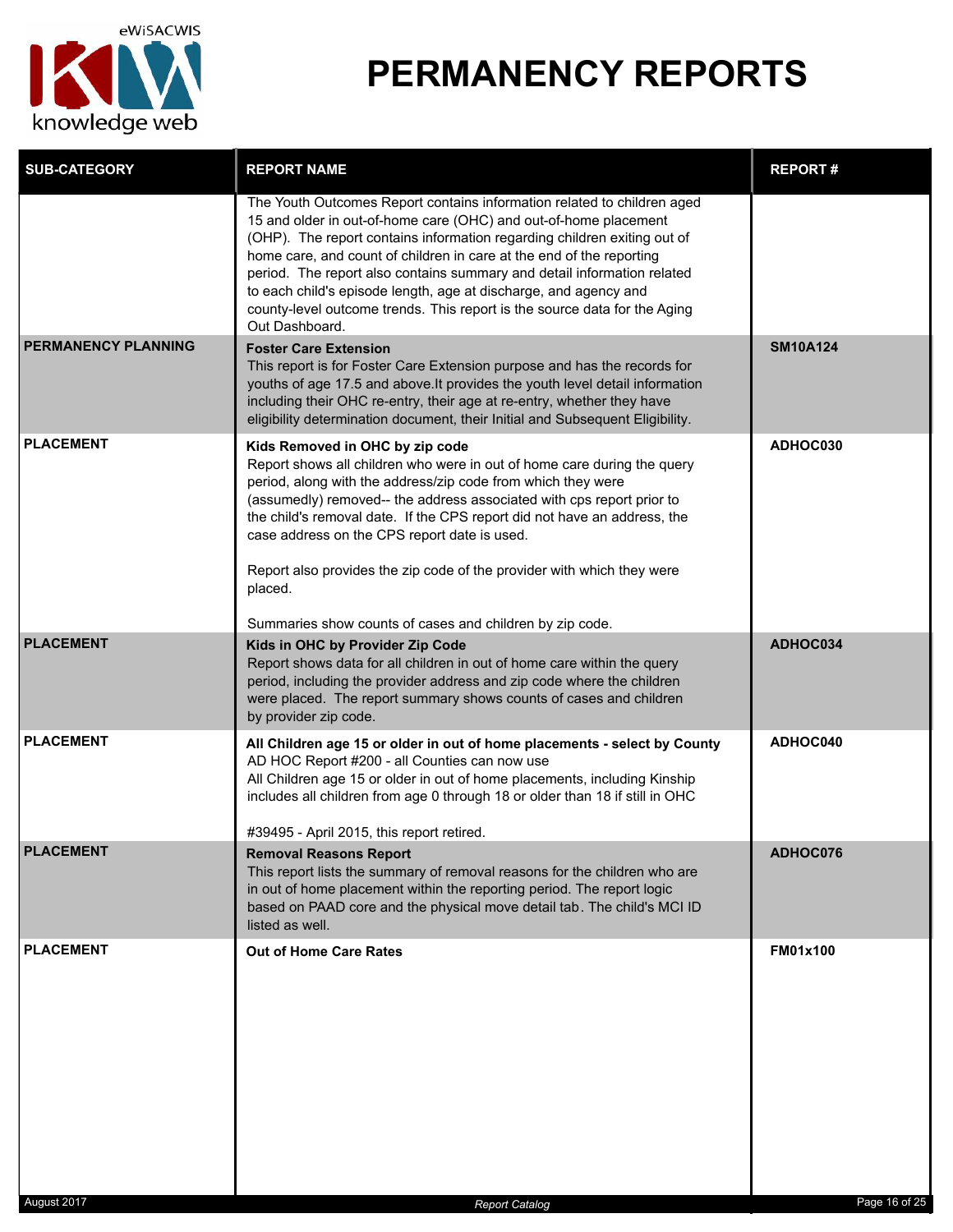# PERMANENCY REPORTS

| SUB-CATEGORY | REPORT NAME | REPORT # |
| --- | --- | --- |
| | The Youth Outcomes Report contains information related to children aged 15 and older in out-of-home care (OHC) and out-of-home placement (OHP). The report contains information regarding children exiting out of home care, and count of children in care at the end of the reporting period. The report also contains summary and detail information related to each child's episode length, age at discharge, and agency and county-level outcome trends. This report is the source data for the Aging Out Dashboard. | |
| **PERMANENCY PLANNING** | **Foster Care Extension**<br>This report is for Foster Care Extension purpose and has the records for youths of age 17.5 and above.It provides the youth level detail information including their OHC re-entry, their age at re-entry, whether they have eligibility determination document, their Initial and Subsequent Eligibility. | **SM10A124** |
| **PLACEMENT** | **Kids Removed in OHC by zip code**<br>Report shows all children who were in out of home care during the query period, along with the address/zip code from which they were (assumedly) removed-- the address associated with cps report prior to the child's removal date. If the CPS report did not have an address, the case address on the CPS report date is used.<br><br>Report also provides the zip code of the provider with which they were placed.<br><br>Summaries show counts of cases and children by zip code. | **ADHOC030** |
| **PLACEMENT** | **Kids in OHC by Provider Zip Code**<br>Report shows data for all children in out of home care within the query period, including the provider address and zip code where the children were placed. The report summary shows counts of cases and children by provider zip code. | **ADHOC034** |
| **PLACEMENT** | **All Children age 15 or older in out of home placements - select by County**<br>AD HOC Report #200 - all Counties can now use<br>All Children age 15 or older in out of home placements, including Kinship includes all children from age 0 through 18 or older than 18 if still in OHC<br><br>#39495 - April 2015, this report retired. | **ADHOC040** |
| **PLACEMENT** | **Removal Reasons Report**<br>This report lists the summary of removal reasons for the children who are in out of home placement within the reporting period. The report logic based on PAAD core and the physical move detail tab. The child's MCI ID listed as well. | **ADHOC076** |
| **PLACEMENT** | **Out of Home Care Rates** | **FM01x100** |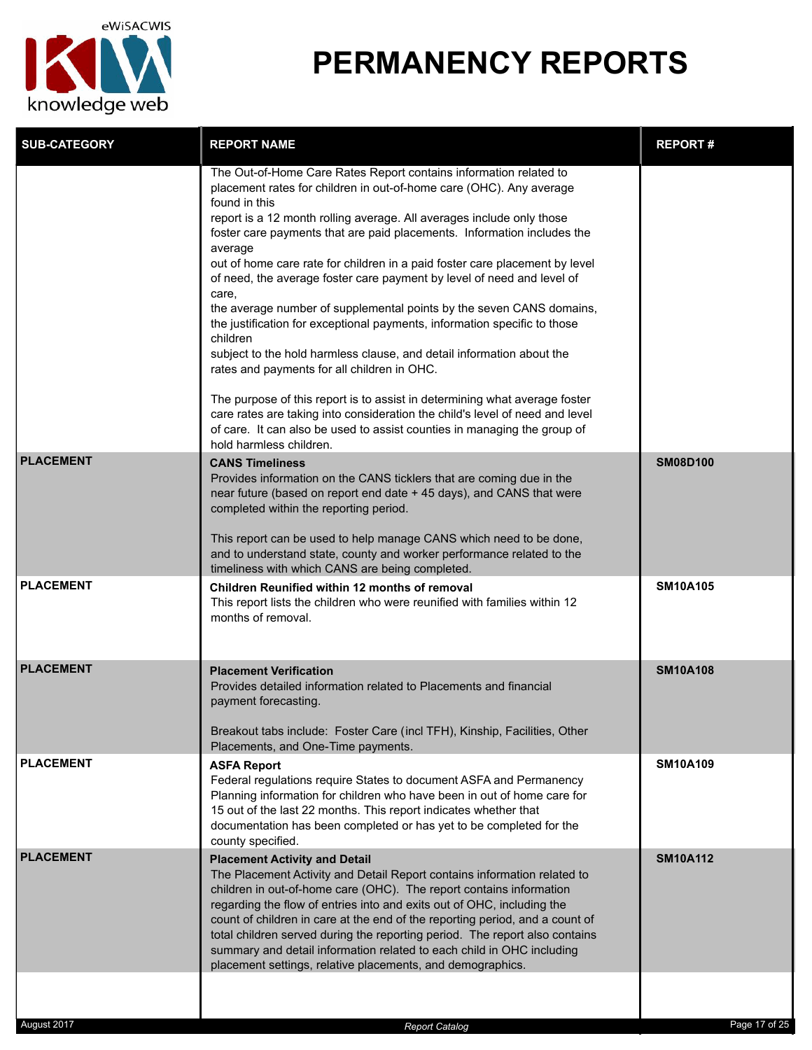# PERMANENCY REPORTS

| SUB-CATEGORY | REPORT NAME | REPORT # |
|---|---|---|
| | The Out-of-Home Care Rates Report contains information related to placement rates for children in out-of-home care (OHC). Any average found in this report is a 12 month rolling average. All averages include only those foster care payments that are paid placements. Information includes the average out of home care rate for children in a paid foster care placement by level of need, the average foster care payment by level of need and level of care, the average number of supplemental points by the seven CANS domains, the justification for exceptional payments, information specific to those children subject to the hold harmless clause, and detail information about the rates and payments for all children in OHC.<br><br>The purpose of this report is to assist in determining what average foster care rates are taking into consideration the child's level of need and level of care. It can also be used to assist counties in managing the group of hold harmless children. | |
| PLACEMENT | **CANS Timeliness**<br>Provides information on the CANS ticklers that are coming due in the near future (based on report end date + 45 days), and CANS that were completed within the reporting period.<br><br>This report can be used to help manage CANS which need to be done, and to understand state, county and worker performance related to the timeliness with which CANS are being completed. | SM08D100 |
| PLACEMENT | **Children Reunified within 12 months of removal**<br>This report lists the children who were reunified with families within 12 months of removal. | SM10A105 |
| PLACEMENT | **Placement Verification**<br>Provides detailed information related to Placements and financial payment forecasting.<br><br>Breakout tabs include: Foster Care (incl TFH), Kinship, Facilities, Other Placements, and One-Time payments. | SM10A108 |
| PLACEMENT | **ASFA Report**<br>Federal regulations require States to document ASFA and Permanency Planning information for children who have been in out of home care for 15 out of the last 22 months. This report indicates whether that documentation has been completed or has yet to be completed for the county specified. | SM10A109 |
| PLACEMENT | **Placement Activity and Detail**<br>The Placement Activity and Detail Report contains information related to children in out-of-home care (OHC). The report contains information regarding the flow of entries into and exits out of OHC, including the count of children in care at the end of the reporting period, and a count of total children served during the reporting period. The report also contains summary and detail information related to each child in OHC including placement settings, relative placements, and demographics. | SM10A112 |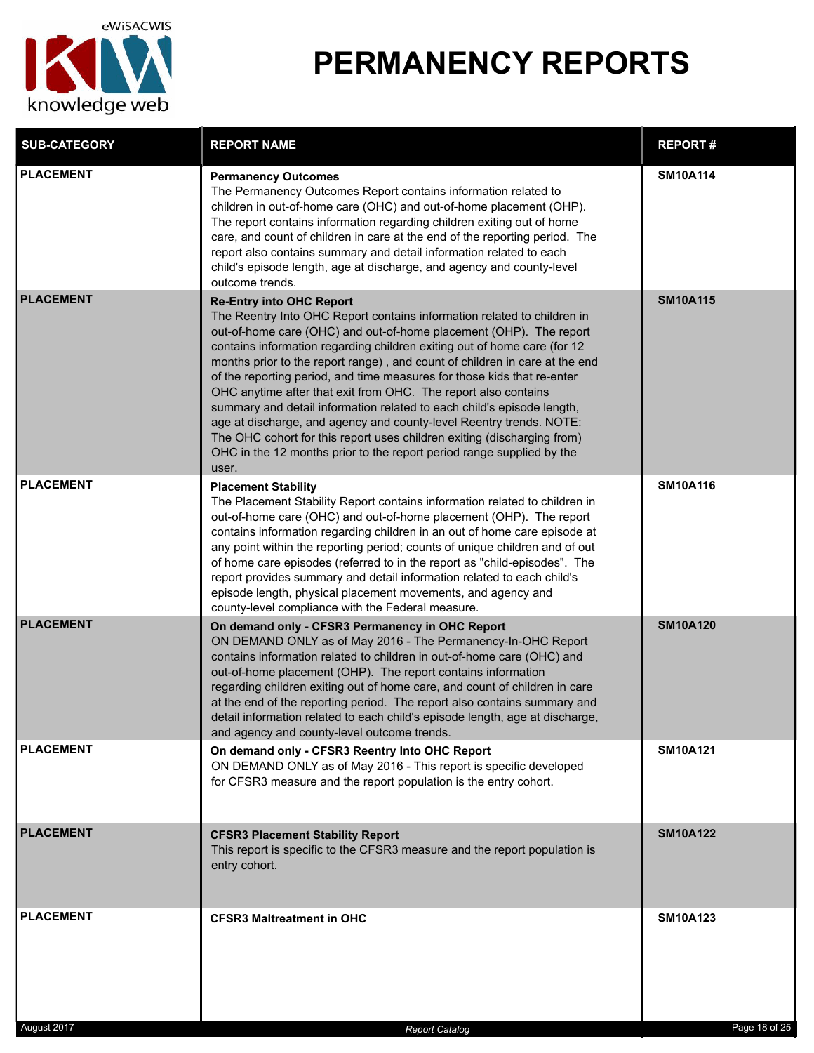# PERMANENCY REPORTS

| SUB-CATEGORY | REPORT NAME | REPORT # |
|---|---|---|
| PLACEMENT | **Permanency Outcomes**<br>The Permanency Outcomes Report contains information related to children in out-of-home care (OHC) and out-of-home placement (OHP). The report contains information regarding children exiting out of home care, and count of children in care at the end of the reporting period. The report also contains summary and detail information related to each child's episode length, age at discharge, and agency and county-level outcome trends. | SM10A114 |
| PLACEMENT | **Re-Entry into OHC Report**<br>The Reentry Into OHC Report contains information related to children in out-of-home care (OHC) and out-of-home placement (OHP). The report contains information regarding children exiting out of home care (for 12 months prior to the report range) , and count of children in care at the end of the reporting period, and time measures for those kids that re-enter OHC anytime after that exit from OHC. The report also contains summary and detail information related to each child's episode length, age at discharge, and agency and county-level Reentry trends. NOTE: The OHC cohort for this report uses children exiting (discharging from) OHC in the 12 months prior to the report period range supplied by the user. | SM10A115 |
| PLACEMENT | **Placement Stability**<br>The Placement Stability Report contains information related to children in out-of-home care (OHC) and out-of-home placement (OHP). The report contains information regarding children in an out of home care episode at any point within the reporting period; counts of unique children and of out of home care episodes (referred to in the report as "child-episodes". The report provides summary and detail information related to each child's episode length, physical placement movements, and agency and county-level compliance with the Federal measure. | SM10A116 |
| PLACEMENT | **On demand only - CFSR3 Permanency in OHC Report**<br>ON DEMAND ONLY as of May 2016 - The Permanency-In-OHC Report contains information related to children in out-of-home care (OHC) and out-of-home placement (OHP). The report contains information regarding children exiting out of home care, and count of children in care at the end of the reporting period. The report also contains summary and detail information related to each child's episode length, age at discharge, and agency and county-level outcome trends. | SM10A120 |
| PLACEMENT | **On demand only - CFSR3 Reentry Into OHC Report**<br>ON DEMAND ONLY as of May 2016 - This report is specific developed for CFSR3 measure and the report population is the entry cohort. | SM10A121 |
| PLACEMENT | **CFSR3 Placement Stability Report**<br>This report is specific to the CFSR3 measure and the report population is entry cohort. | SM10A122 |
| PLACEMENT | **CFSR3 Maltreatment in OHC** | SM10A123 |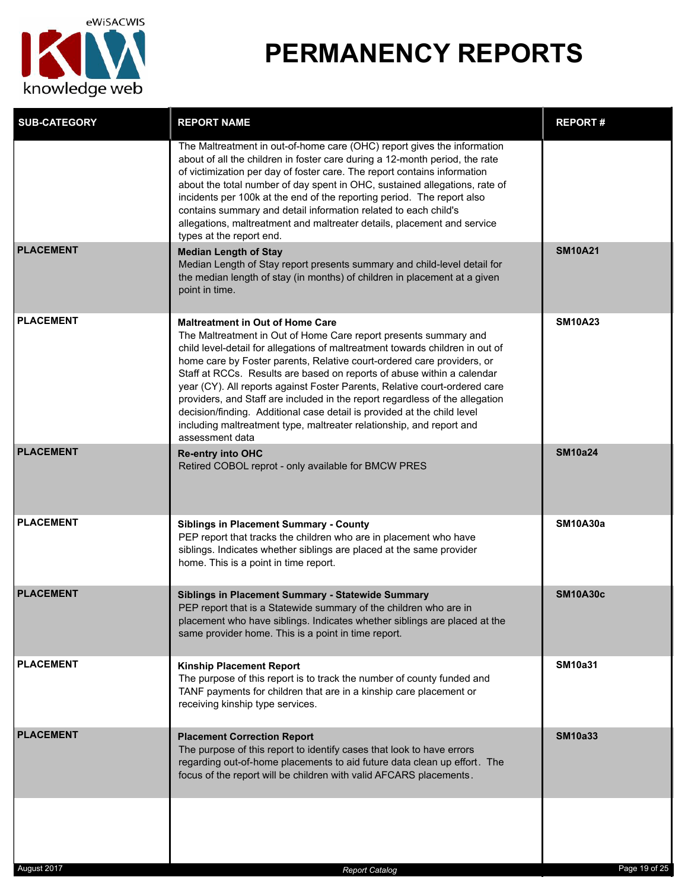# PERMANENCY REPORTS

| SUB-CATEGORY | REPORT NAME | REPORT # |
|---|---|---|
| | The Maltreatment in out-of-home care (OHC) report gives the information about of all the children in foster care during a 12-month period, the rate of victimization per day of foster care. The report contains information about the total number of day spent in OHC, sustained allegations, rate of incidents per 100k at the end of the reporting period. The report also contains summary and detail information related to each child's allegations, maltreatment and maltreater details, placement and service types at the report end. | |
| PLACEMENT | **Median Length of Stay**<br>Median Length of Stay report presents summary and child-level detail for the median length of stay (in months) of children in placement at a given point in time. | SM10A21 |
| PLACEMENT | **Maltreatment in Out of Home Care**<br>The Maltreatment in Out of Home Care report presents summary and child level-detail for allegations of maltreatment towards children in out of home care by Foster parents, Relative court-ordered care providers, or Staff at RCCs. Results are based on reports of abuse within a calendar year (CY). All reports against Foster Parents, Relative court-ordered care providers, and Staff are included in the report regardless of the allegation decision/finding. Additional case detail is provided at the child level including maltreatment type, maltreater relationship, and report and assessment data | SM10A23 |
| PLACEMENT | **Re-entry into OHC**<br>Retired COBOL reprot - only available for BMCW PRES | SM10a24 |
| PLACEMENT | **Siblings in Placement Summary - County**<br>PEP report that tracks the children who are in placement who have siblings. Indicates whether siblings are placed at the same provider home. This is a point in time report. | SM10A30a |
| PLACEMENT | **Siblings in Placement Summary - Statewide Summary**<br>PEP report that is a Statewide summary of the children who are in placement who have siblings. Indicates whether siblings are placed at the same provider home. This is a point in time report. | SM10A30c |
| PLACEMENT | **Kinship Placement Report**<br>The purpose of this report is to track the number of county funded and TANF payments for children that are in a kinship care placement or receiving kinship type services. | SM10a31 |
| PLACEMENT | **Placement Correction Report**<br>The purpose of this report to identify cases that look to have errors regarding out-of-home placements to aid future data clean up effort. The focus of the report will be children with valid AFCARS placements. | SM10a33 |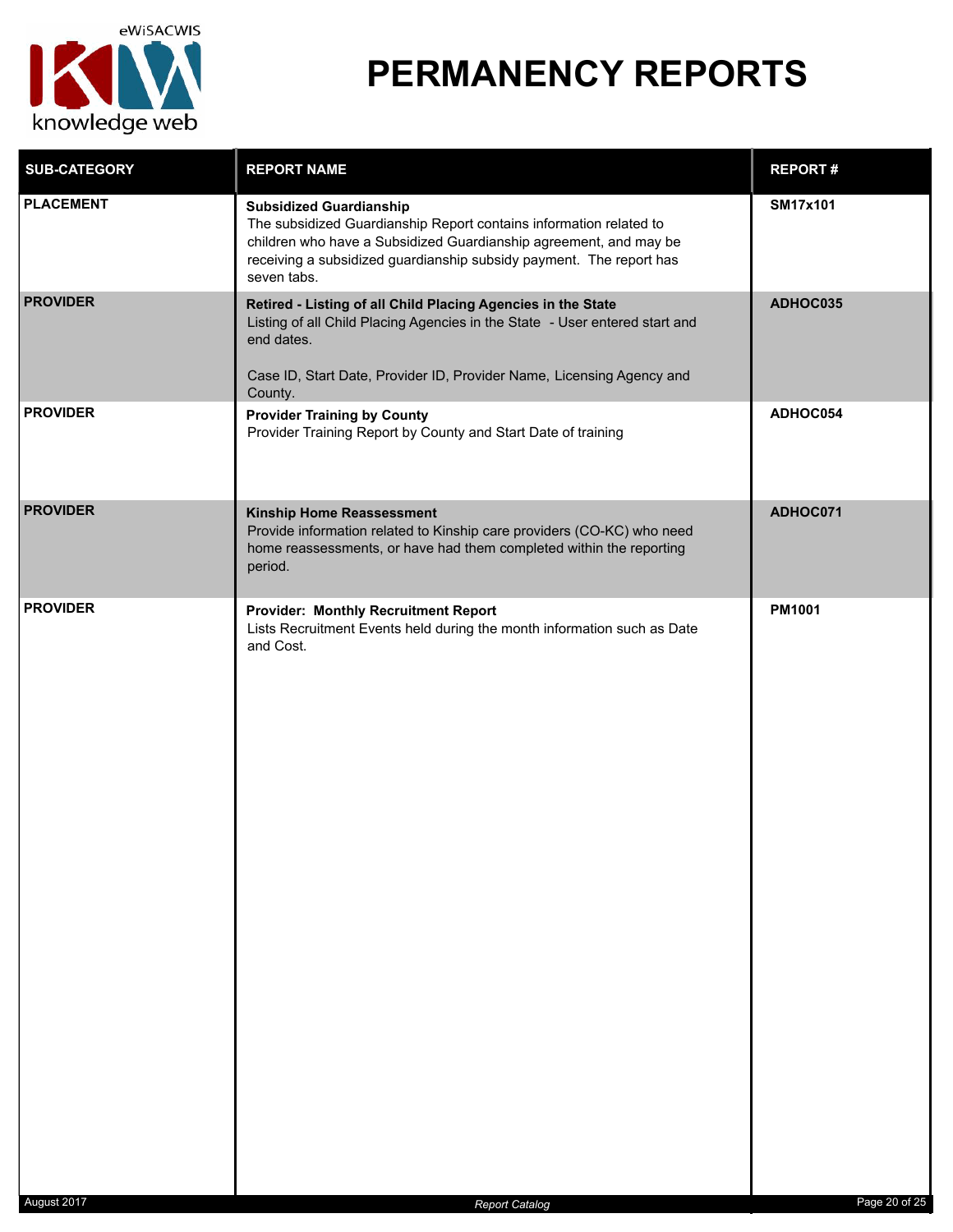# PERMANENCY REPORTS

| SUB-CATEGORY | REPORT NAME | REPORT # |
| --- | --- | --- |
| **PLACEMENT** | **Subsidized Guardianship**<br>The subsidized Guardianship Report contains information related to children who have a Subsidized Guardianship agreement, and may be receiving a subsidized guardianship subsidy payment. The report has seven tabs. | **SM17x101** |
| **PROVIDER** | **Retired - Listing of all Child Placing Agencies in the State**<br>Listing of all Child Placing Agencies in the State - User entered start and end dates.<br><br>Case ID, Start Date, Provider ID, Provider Name, Licensing Agency and County. | **ADHOC035** |
| **PROVIDER** | **Provider Training by County**<br>Provider Training Report by County and Start Date of training | **ADHOC054** |
| **PROVIDER** | **Kinship Home Reassessment**<br>Provide information related to Kinship care providers (CO-KC) who need home reassessments, or have had them completed within the reporting period. | **ADHOC071** |
| **PROVIDER** | **Provider: Monthly Recruitment Report**<br>Lists Recruitment Events held during the month information such as Date and Cost. | **PM1001** |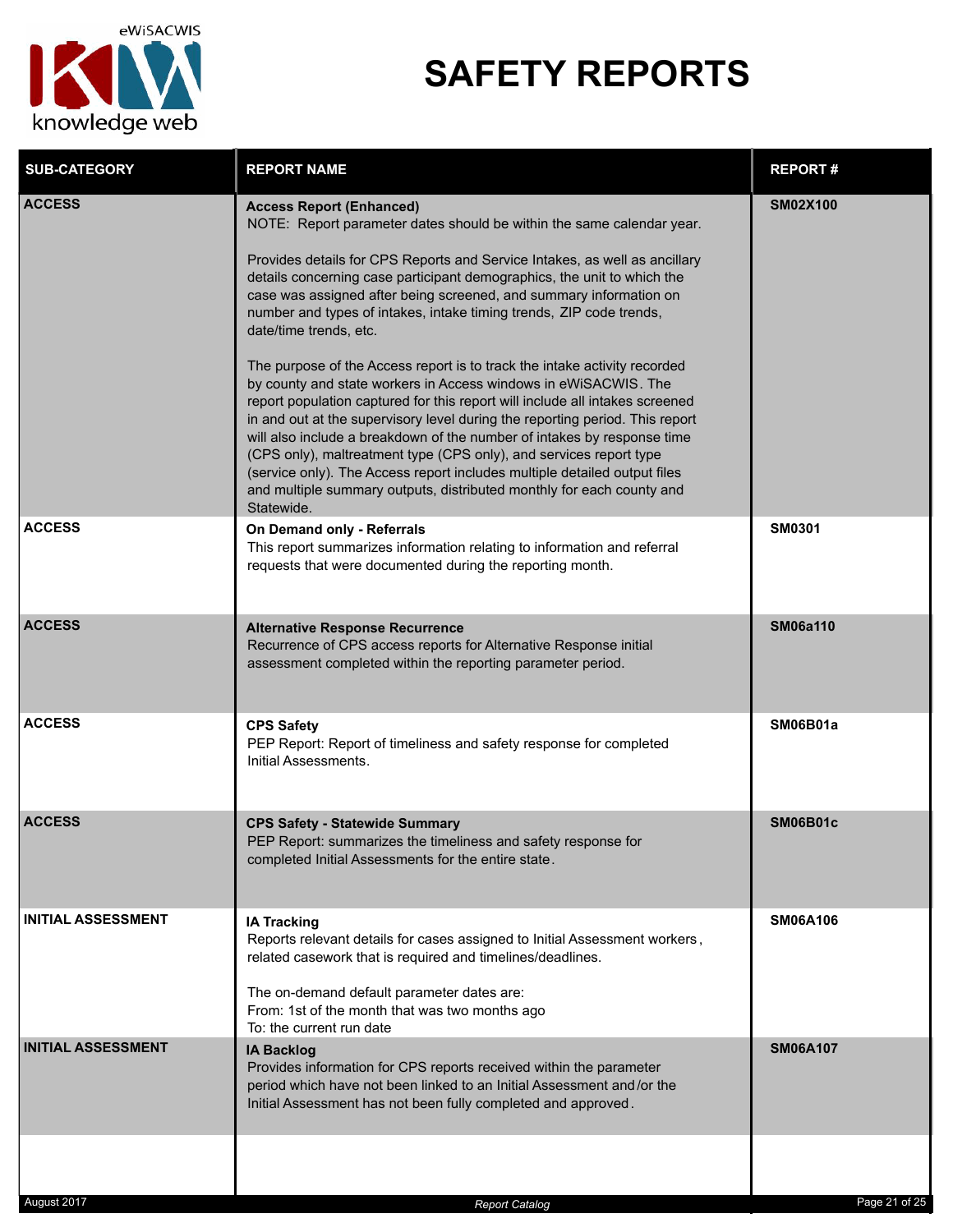# SAFETY REPORTS

| SUB-CATEGORY | REPORT NAME | REPORT # |
| --- | --- | --- |
| ACCESS | **Access Report (Enhanced)**<br>NOTE: Report parameter dates should be within the same calendar year.<br><br>Provides details for CPS Reports and Service Intakes, as well as ancillary details concerning case participant demographics, the unit to which the case was assigned after being screened, and summary information on number and types of intakes, intake timing trends, ZIP code trends, date/time trends, etc.<br><br>The purpose of the Access report is to track the intake activity recorded by county and state workers in Access windows in eWiSACWIS. The report population captured for this report will include all intakes screened in and out at the supervisory level during the reporting period. This report will also include a breakdown of the number of intakes by response time (CPS only), maltreatment type (CPS only), and services report type (service only). The Access report includes multiple detailed output files and multiple summary outputs, distributed monthly for each county and Statewide. | SM02X100 |
| ACCESS | **On Demand only - Referrals**<br>This report summarizes information relating to information and referral requests that were documented during the reporting month. | SM0301 |
| ACCESS | **Alternative Response Recurrence**<br>Recurrence of CPS access reports for Alternative Response initial assessment completed within the reporting parameter period. | SM06a110 |
| ACCESS | **CPS Safety**<br>PEP Report: Report of timeliness and safety response for completed Initial Assessments. | SM06B01a |
| ACCESS | **CPS Safety - Statewide Summary**<br>PEP Report: summarizes the timeliness and safety response for completed Initial Assessments for the entire state. | SM06B01c |
| INITIAL ASSESSMENT | **IA Tracking**<br>Reports relevant details for cases assigned to Initial Assessment workers, related casework that is required and timelines/deadlines.<br><br>The on-demand default parameter dates are:<br>From: 1st of the month that was two months ago<br>To: the current run date | SM06A106 |
| INITIAL ASSESSMENT | **IA Backlog**<br>Provides information for CPS reports received within the parameter period which have not been linked to an Initial Assessment and/or the Initial Assessment has not been fully completed and approved. | SM06A107 |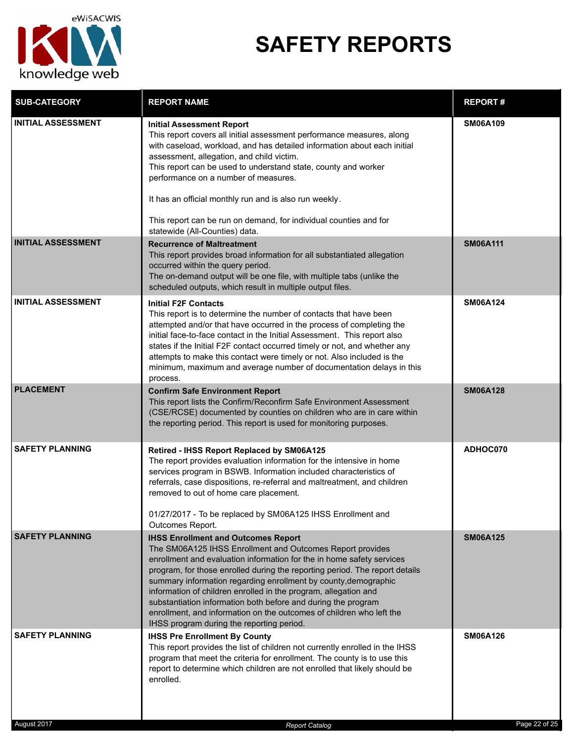# SAFETY REPORTS

| SUB-CATEGORY | REPORT NAME | REPORT # |
|---|---|---|
| INITIAL ASSESSMENT | **Initial Assessment Report**<br>This report covers all initial assessment performance measures, along with caseload, workload, and has detailed information about each initial assessment, allegation, and child victim.<br>This report can be used to understand state, county and worker performance on a number of measures.<br><br>It has an official monthly run and is also run weekly.<br><br>This report can be run on demand, for individual counties and for statewide (All-Counties) data. | SM06A109 |
| INITIAL ASSESSMENT | **Recurrence of Maltreatment**<br>This report provides broad information for all substantiated allegation occurred within the query period.<br>The on-demand output will be one file, with multiple tabs (unlike the scheduled outputs, which result in multiple output files. | SM06A111 |
| INITIAL ASSESSMENT | **Initial F2F Contacts**<br>This report is to determine the number of contacts that have been attempted and/or that have occurred in the process of completing the initial face-to-face contact in the Initial Assessment. This report also states if the Initial F2F contact occurred timely or not, and whether any attempts to make this contact were timely or not. Also included is the minimum, maximum and average number of documentation delays in this process. | SM06A124 |
| PLACEMENT | **Confirm Safe Environment Report**<br>This report lists the Confirm/Reconfirm Safe Environment Assessment (CSE/RCSE) documented by counties on children who are in care within the reporting period. This report is used for monitoring purposes. | SM06A128 |
| SAFETY PLANNING | **Retired - IHSS Report Replaced by SM06A125**<br>The report provides evaluation information for the intensive in home services program in BSWB. Information included characteristics of referrals, case dispositions, re-referral and maltreatment, and children removed to out of home care placement.<br><br>01/27/2017 - To be replaced by SM06A125 IHSS Enrollment and Outcomes Report. | ADHOC070 |
| SAFETY PLANNING | **IHSS Enrollment and Outcomes Report**<br>The SM06A125 IHSS Enrollment and Outcomes Report provides enrollment and evaluation information for the in home safety services program, for those enrolled during the reporting period. The report details summary information regarding enrollment by county,demographic information of children enrolled in the program, allegation and substantiation information both before and during the program enrollment, and information on the outcomes of children who left the IHSS program during the reporting period. | SM06A125 |
| SAFETY PLANNING | **IHSS Pre Enrollment By County**<br>This report provides the list of children not currently enrolled in the IHSS program that meet the criteria for enrollment. The county is to use this report to determine which children are not enrolled that likely should be enrolled. | SM06A126 |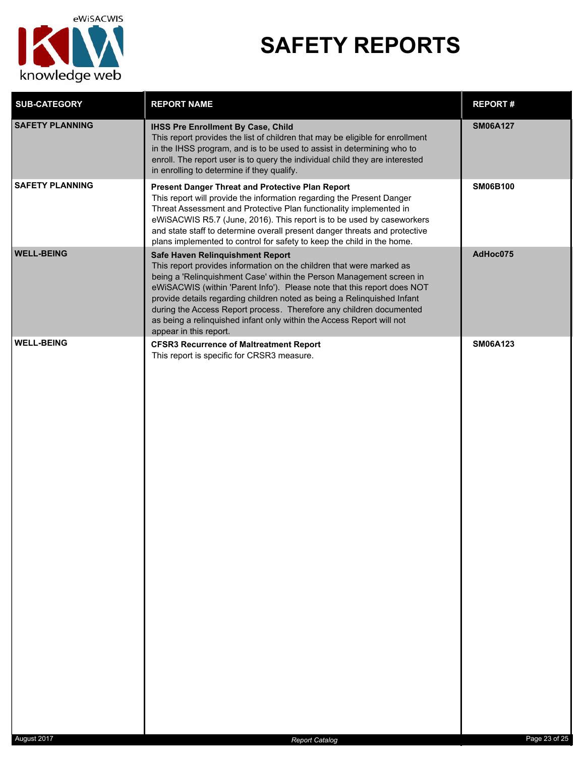# SAFETY REPORTS

| SUB-CATEGORY | REPORT NAME | REPORT # |
|---|---|---|
| **SAFETY PLANNING** | **IHSS Pre Enrollment By Case, Child**<br>This report provides the list of children that may be eligible for enrollment in the IHSS program, and is to be used to assist in determining who to enroll. The report user is to query the individual child they are interested in enrolling to determine if they qualify. | **SM06A127** |
| **SAFETY PLANNING** | **Present Danger Threat and Protective Plan Report**<br>This report will provide the information regarding the Present Danger Threat Assessment and Protective Plan functionality implemented in eWiSACWIS R5.7 (June, 2016). This report is to be used by caseworkers and state staff to determine overall present danger threats and protective plans implemented to control for safety to keep the child in the home. | **SM06B100** |
| **WELL-BEING** | **Safe Haven Relinquishment Report**<br>This report provides information on the children that were marked as being a 'Relinquishment Case' within the Person Management screen in eWiSACWIS (within 'Parent Info'). Please note that this report does NOT provide details regarding children noted as being a Relinquished Infant during the Access Report process. Therefore any children documented as being a relinquished infant only within the Access Report will not appear in this report. | **AdHoc075** |
| **WELL-BEING** | **CFSR3 Recurrence of Maltreatment Report**<br>This report is specific for CRSR3 measure. | **SM06A123** |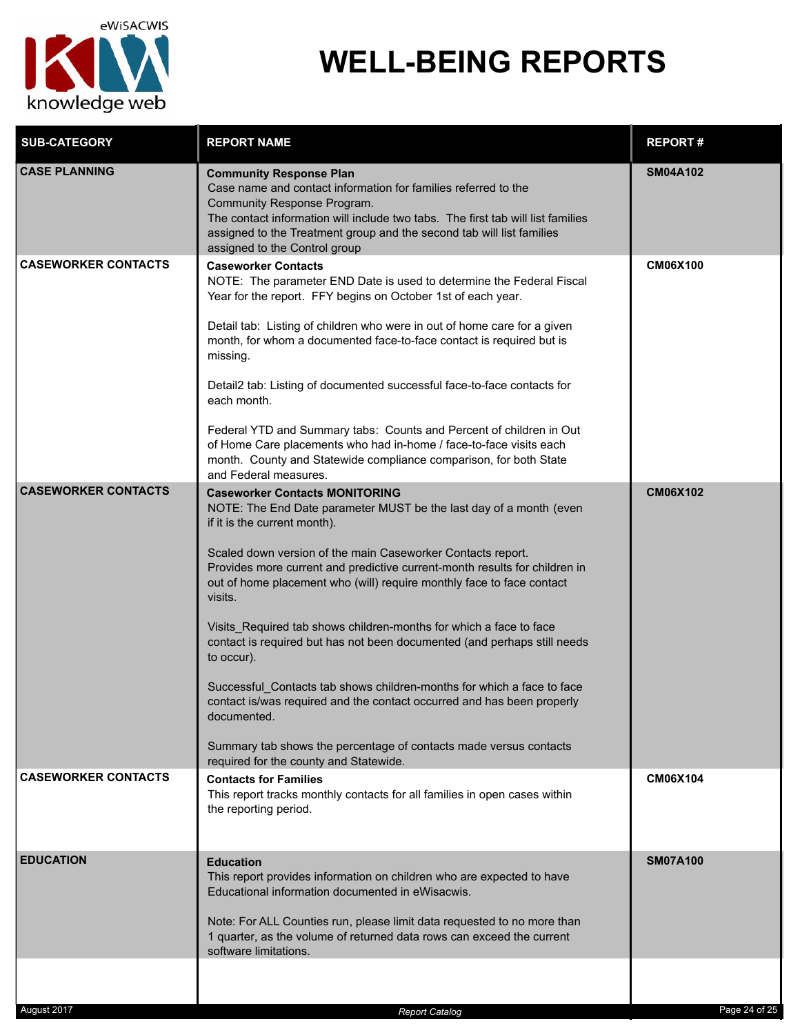# WELL-BEING REPORTS

| SUB-CATEGORY | REPORT NAME | REPORT # |
|---|---|---|
| **CASE PLANNING** | **Community Response Plan**<br>Case name and contact information for families referred to the Community Response Program.<br>The contact information will include two tabs. The first tab will list families assigned to the Treatment group and the second tab will list families assigned to the Control group | **SM04A102** |
| **CASEWORKER CONTACTS** | **Caseworker Contacts**<br>NOTE: The parameter END Date is used to determine the Federal Fiscal Year for the report. FFY begins on October 1st of each year.<br><br>Detail tab: Listing of children who were in out of home care for a given month, for whom a documented face-to-face contact is required but is missing.<br><br>Detail2 tab: Listing of documented successful face-to-face contacts for each month.<br><br>Federal YTD and Summary tabs: Counts and Percent of children in Out of Home Care placements who had in-home / face-to-face visits each month. County and Statewide compliance comparison, for both State and Federal measures. | **CM06X100** |
| **CASEWORKER CONTACTS** | **Caseworker Contacts MONITORING**<br>NOTE: The End Date parameter MUST be the last day of a month (even if it is the current month).<br><br>Scaled down version of the main Caseworker Contacts report. Provides more current and predictive current-month results for children in out of home placement who (will) require monthly face to face contact visits.<br><br>Visits_Required tab shows children-months for which a face to face contact is required but has not been documented (and perhaps still needs to occur).<br><br>Successful_Contacts tab shows children-months for which a face to face contact is/was required and the contact occurred and has been properly documented.<br><br>Summary tab shows the percentage of contacts made versus contacts required for the county and Statewide. | **CM06X102** |
| **CASEWORKER CONTACTS** | **Contacts for Families**<br>This report tracks monthly contacts for all families in open cases within the reporting period. | **CM06X104** |
| **EDUCATION** | **Education**<br>This report provides information on children who are expected to have Educational information documented in eWisacwis.<br><br>Note: For ALL Counties run, please limit data requested to no more than 1 quarter, as the volume of returned data rows can exceed the current software limitations. | **SM07A100** |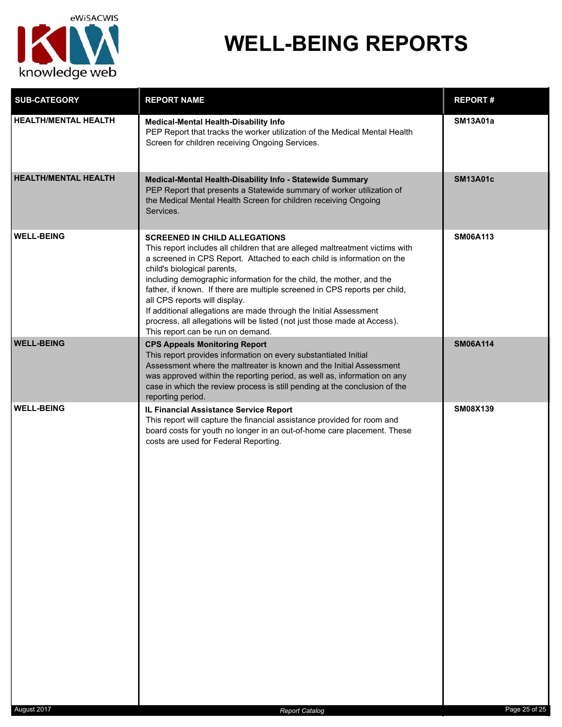# WELL-BEING REPORTS

| SUB-CATEGORY | REPORT NAME | REPORT # |
| --- | --- | --- |
| HEALTH/MENTAL HEALTH | **Medical-Mental Health-Disability Info**<br>PEP Report that tracks the worker utilization of the Medical Mental Health Screen for children receiving Ongoing Services. | SM13A01a |
| HEALTH/MENTAL HEALTH | **Medical-Mental Health-Disability Info - Statewide Summary**<br>PEP Report that presents a Statewide summary of worker utilization of the Medical Mental Health Screen for children receiving Ongoing Services. | SM13A01c |
| WELL-BEING | **SCREENED IN CHILD ALLEGATIONS**<br>This report includes all children that are alleged maltreatment victims with a screened in CPS Report. Attached to each child is information on the child's biological parents,<br>including demographic information for the child, the mother, and the father, if known. If there are multiple screened in CPS reports per child, all CPS reports will display.<br>If additional allegations are made through the Initial Assessment process, all allegations will be listed (not just those made at Access).<br>This report can be run on demand. | SM06A113 |
| WELL-BEING | **CPS Appeals Monitoring Report**<br>This report provides information on every substantiated Initial Assessment where the maltreater is known and the Initial Assessment was approved within the reporting period, as well as, information on any case in which the review process is still pending at the conclusion of the reporting period. | SM06A114 |
| WELL-BEING | **IL Financial Assistance Service Report**<br>This report will capture the financial assistance provided for room and board costs for youth no longer in an out-of-home care placement. These costs are used for Federal Reporting. | SM08X139 |